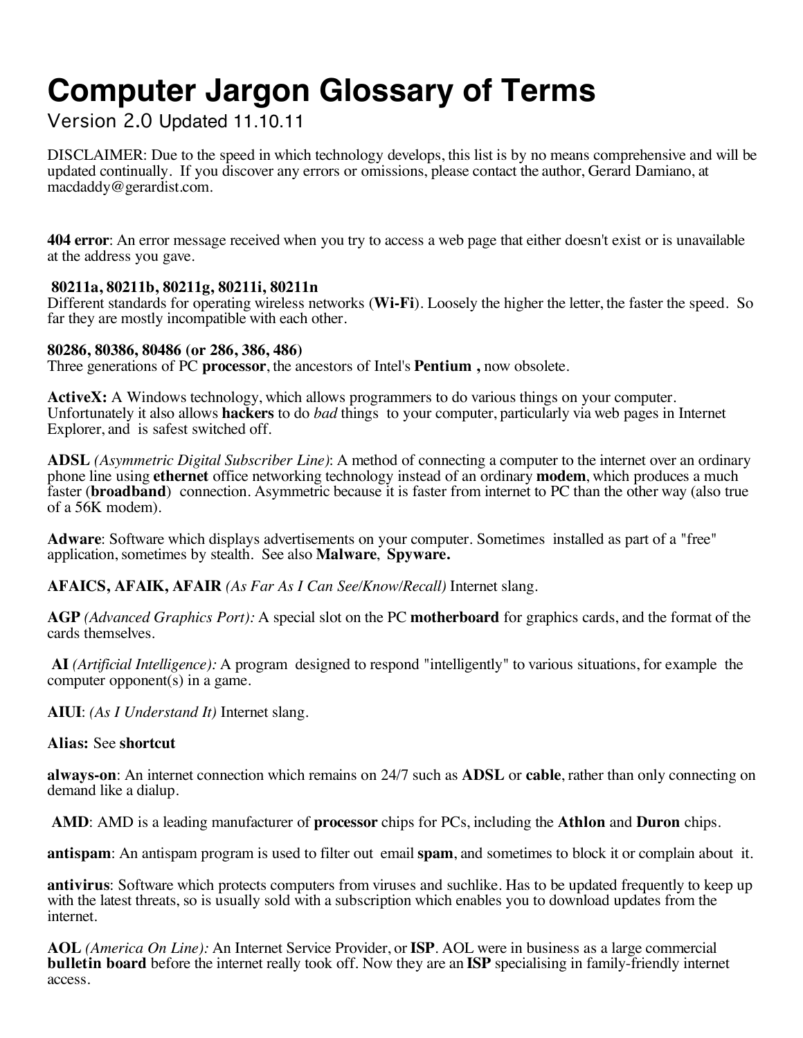# Computer Jargon Glossary of Terms

Version 2.0 Updated 11.10.11

DISCLAIMER: Due to the speed in which technology develops, this list is by no means comprehensive and will be updated continually. If you discover any errors or omissions, please contact the author, Gerard Damiano, at macdaddy@gerardist.com.

**404 error**: An error message received when you try to access a web page that either doesn't exist or is unavailable at the address you gave.

**80211a, 80211b, 80211g, 80211i, 80211n**
Different standards for operating wireless networks (**Wi-Fi**). Loosely the higher the letter, the faster the speed. So far they are mostly incompatible with each other.

**80286, 80386, 80486 (or 286, 386, 486)**
Three generations of PC **processor**, the ancestors of Intel's **Pentium ,** now obsolete.

**ActiveX:** A Windows technology, which allows programmers to do various things on your computer. Unfortunately it also allows **hackers** to do *bad* things to your computer, particularly via web pages in Internet Explorer, and is safest switched off.

**ADSL** *(Asymmetric Digital Subscriber Line)*: A method of connecting a computer to the internet over an ordinary phone line using **ethernet** office networking technology instead of an ordinary **modem**, which produces a much faster (**broadband**) connection. Asymmetric because it is faster from internet to PC than the other way (also true of a 56K modem).

**Adware**: Software which displays advertisements on your computer. Sometimes installed as part of a "free" application, sometimes by stealth. See also **Malware**, **Spyware.**

**AFAICS, AFAIK, AFAIR** *(As Far As I Can See/Know/Recall)* Internet slang.

**AGP** *(Advanced Graphics Port):* A special slot on the PC **motherboard** for graphics cards, and the format of the cards themselves.

**AI** *(Artificial Intelligence):* A program designed to respond "intelligently" to various situations, for example the computer opponent(s) in a game.

**AIUI**: *(As I Understand It)* Internet slang.

**Alias:** See **shortcut**

**always-on**: An internet connection which remains on 24/7 such as **ADSL** or **cable**, rather than only connecting on demand like a dialup.

**AMD**: AMD is a leading manufacturer of **processor** chips for PCs, including the **Athlon** and **Duron** chips.

**antispam**: An antispam program is used to filter out email **spam**, and sometimes to block it or complain about it.

**antivirus**: Software which protects computers from viruses and suchlike. Has to be updated frequently to keep up with the latest threats, so is usually sold with a subscription which enables you to download updates from the internet.

**AOL** *(America On Line):* An Internet Service Provider, or **ISP**. AOL were in business as a large commercial **bulletin board** before the internet really took off. Now they are an **ISP** specialising in family-friendly internet access.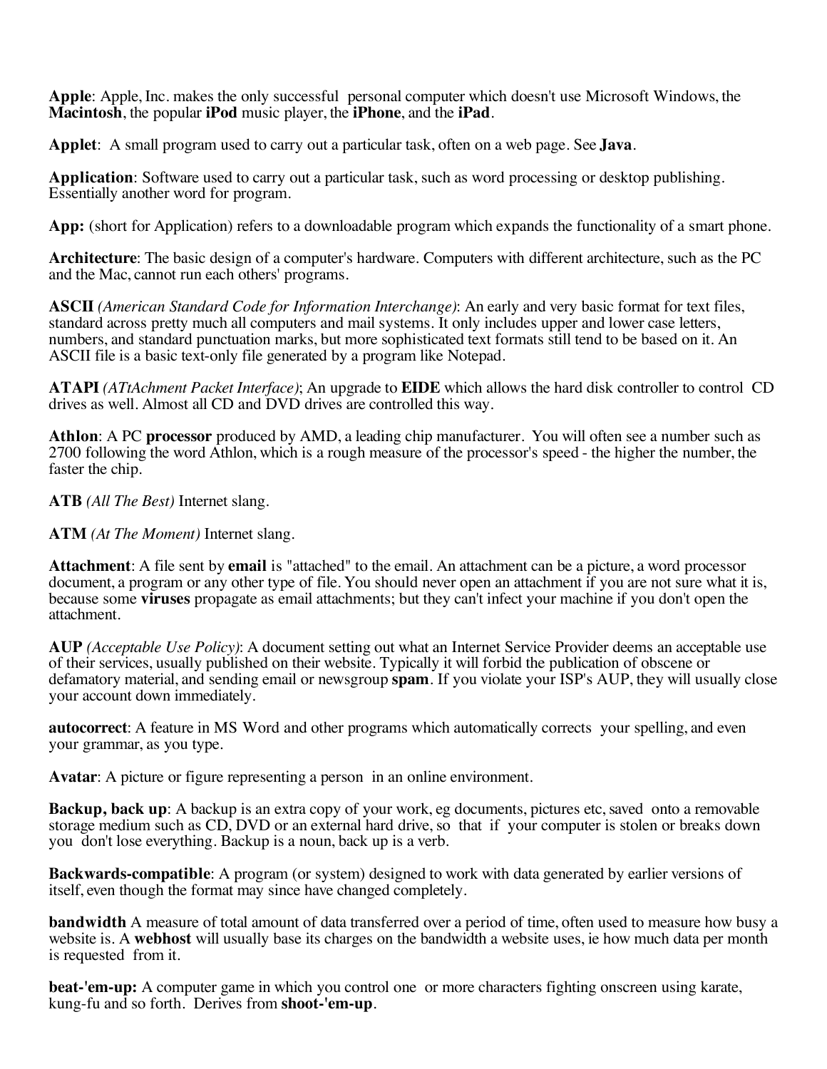**Apple**: Apple, Inc. makes the only successful personal computer which doesn't use Microsoft Windows, the **Macintosh**, the popular **iPod** music player, the **iPhone**, and the **iPad**.

**Applet**: A small program used to carry out a particular task, often on a web page. See **Java**.

**Application**: Software used to carry out a particular task, such as word processing or desktop publishing. Essentially another word for program.

**App:** (short for Application) refers to a downloadable program which expands the functionality of a smart phone.

**Architecture**: The basic design of a computer's hardware. Computers with different architecture, such as the PC and the Mac, cannot run each others' programs.

**ASCII** *(American Standard Code for Information Interchange)*: An early and very basic format for text files, standard across pretty much all computers and mail systems. It only includes upper and lower case letters, numbers, and standard punctuation marks, but more sophisticated text formats still tend to be based on it. An ASCII file is a basic text-only file generated by a program like Notepad.

**ATAPI** *(ATtAchment Packet Interface)*; An upgrade to **EIDE** which allows the hard disk controller to control CD drives as well. Almost all CD and DVD drives are controlled this way.

**Athlon**: A PC **processor** produced by AMD, a leading chip manufacturer. You will often see a number such as 2700 following the word Athlon, which is a rough measure of the processor's speed - the higher the number, the faster the chip.

**ATB** *(All The Best)* Internet slang.

**ATM** *(At The Moment)* Internet slang.

**Attachment**: A file sent by **email** is "attached" to the email. An attachment can be a picture, a word processor document, a program or any other type of file. You should never open an attachment if you are not sure what it is, because some **viruses** propagate as email attachments; but they can't infect your machine if you don't open the attachment.

**AUP** *(Acceptable Use Policy)*: A document setting out what an Internet Service Provider deems an acceptable use of their services, usually published on their website. Typically it will forbid the publication of obscene or defamatory material, and sending email or newsgroup **spam**. If you violate your ISP's AUP, they will usually close your account down immediately.

**autocorrect**: A feature in MS Word and other programs which automatically corrects your spelling, and even your grammar, as you type.

**Avatar**: A picture or figure representing a person in an online environment.

**Backup, back up**: A backup is an extra copy of your work, eg documents, pictures etc, saved onto a removable storage medium such as CD, DVD or an external hard drive, so that if your computer is stolen or breaks down you don't lose everything. Backup is a noun, back up is a verb.

**Backwards-compatible**: A program (or system) designed to work with data generated by earlier versions of itself, even though the format may since have changed completely.

**bandwidth** A measure of total amount of data transferred over a period of time, often used to measure how busy a website is. A **webhost** will usually base its charges on the bandwidth a website uses, ie how much data per month is requested from it.

**beat-'em-up:** A computer game in which you control one or more characters fighting onscreen using karate, kung-fu and so forth. Derives from **shoot-'em-up**.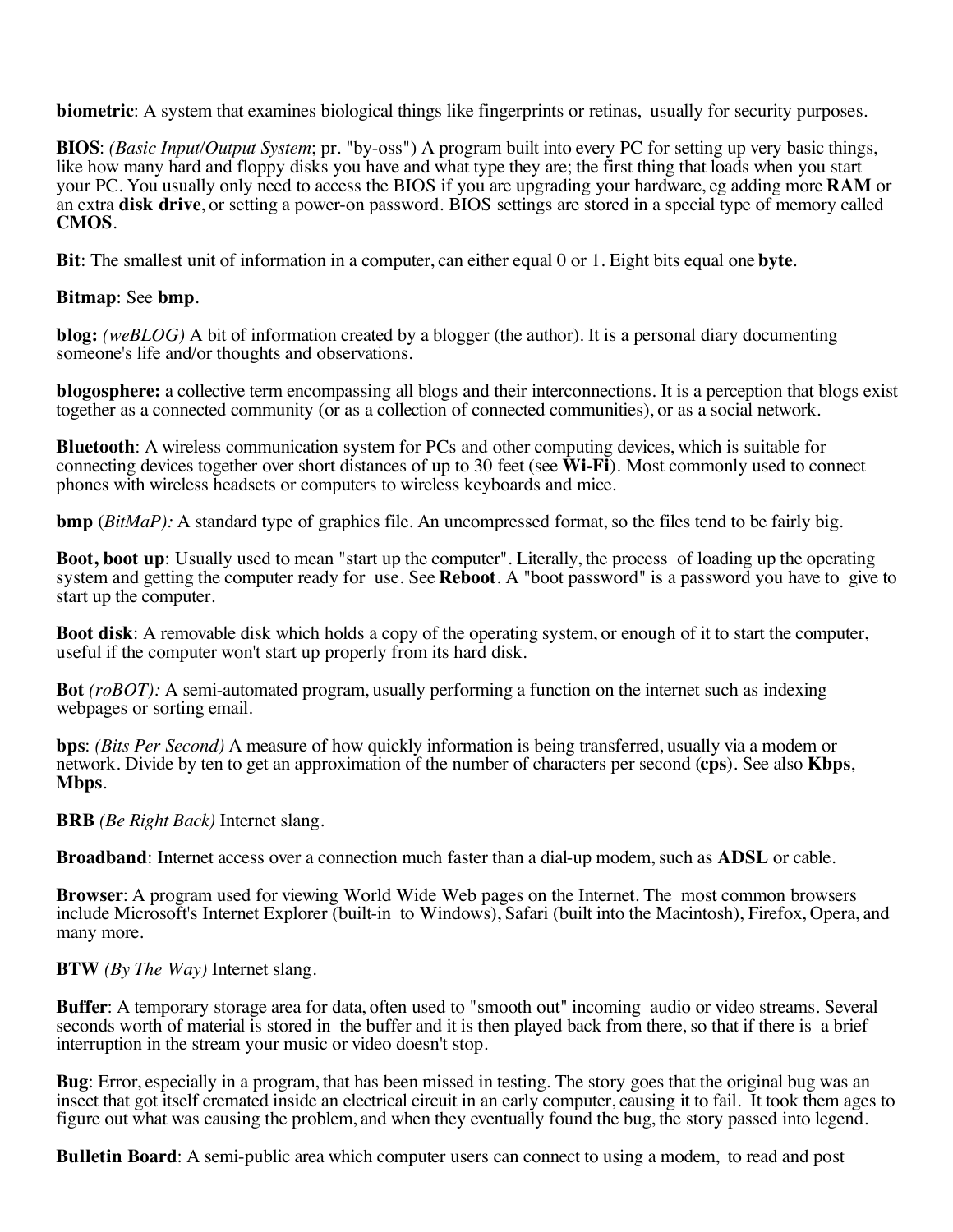**biometric**: A system that examines biological things like fingerprints or retinas, usually for security purposes.

**BIOS**: *(Basic Input/Output System*; pr. "by-oss") A program built into every PC for setting up very basic things, like how many hard and floppy disks you have and what type they are; the first thing that loads when you start your PC. You usually only need to access the BIOS if you are upgrading your hardware, eg adding more **RAM** or an extra **disk drive**, or setting a power-on password. BIOS settings are stored in a special type of memory called **CMOS**.

**Bit**: The smallest unit of information in a computer, can either equal 0 or 1. Eight bits equal one **byte**.

**Bitmap**: See **bmp**.

**blog:** *(weBLOG)* A bit of information created by a blogger (the author). It is a personal diary documenting someone's life and/or thoughts and observations.

**blogosphere:** a collective term encompassing all blogs and their interconnections. It is a perception that blogs exist together as a connected community (or as a collection of connected communities), or as a social network.

**Bluetooth**: A wireless communication system for PCs and other computing devices, which is suitable for connecting devices together over short distances of up to 30 feet (see **Wi-Fi**). Most commonly used to connect phones with wireless headsets or computers to wireless keyboards and mice.

**bmp** (*BitMaP):* A standard type of graphics file. An uncompressed format, so the files tend to be fairly big.

**Boot, boot up**: Usually used to mean "start up the computer". Literally, the process of loading up the operating system and getting the computer ready for use. See **Reboot**. A "boot password" is a password you have to give to start up the computer.

**Boot disk**: A removable disk which holds a copy of the operating system, or enough of it to start the computer, useful if the computer won't start up properly from its hard disk.

**Bot** *(roBOT):* A semi-automated program, usually performing a function on the internet such as indexing webpages or sorting email.

**bps**: *(Bits Per Second)* A measure of how quickly information is being transferred, usually via a modem or network. Divide by ten to get an approximation of the number of characters per second (**cps**). See also **Kbps**, **Mbps**.

**BRB** *(Be Right Back)* Internet slang.

**Broadband**: Internet access over a connection much faster than a dial-up modem, such as **ADSL** or cable.

**Browser**: A program used for viewing World Wide Web pages on the Internet. The most common browsers include Microsoft's Internet Explorer (built-in to Windows), Safari (built into the Macintosh), Firefox, Opera, and many more.

**BTW** *(By The Way)* Internet slang.

**Buffer**: A temporary storage area for data, often used to "smooth out" incoming audio or video streams. Several seconds worth of material is stored in the buffer and it is then played back from there, so that if there is a brief interruption in the stream your music or video doesn't stop.

**Bug**: Error, especially in a program, that has been missed in testing. The story goes that the original bug was an insect that got itself cremated inside an electrical circuit in an early computer, causing it to fail. It took them ages to figure out what was causing the problem, and when they eventually found the bug, the story passed into legend.

**Bulletin Board**: A semi-public area which computer users can connect to using a modem, to read and post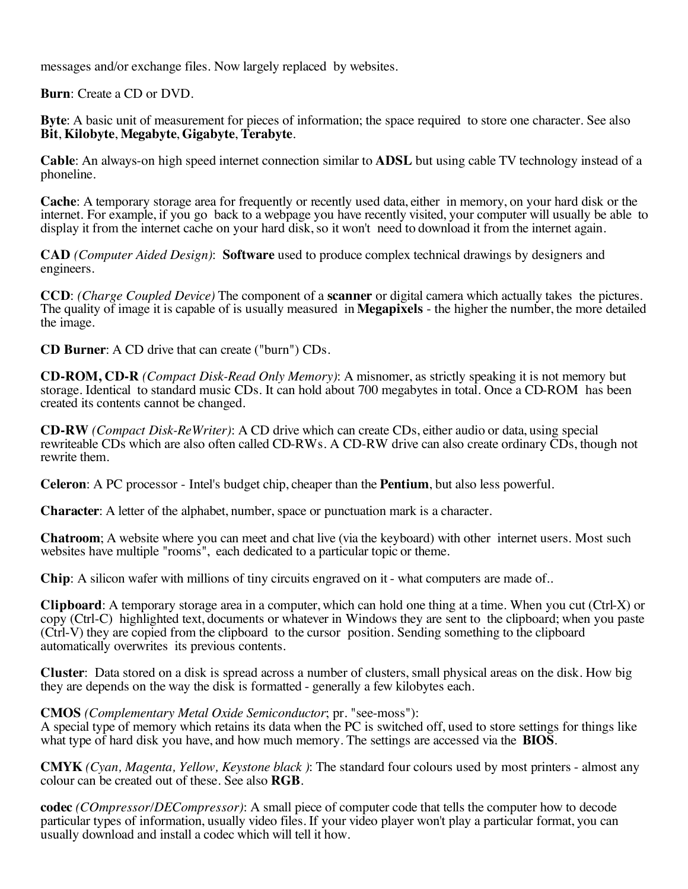messages and/or exchange files. Now largely replaced by websites.

**Burn**: Create a CD or DVD.

**Byte**: A basic unit of measurement for pieces of information; the space required to store one character. See also **Bit**, **Kilobyte**, **Megabyte**, **Gigabyte**, **Terabyte**.

**Cable**: An always-on high speed internet connection similar to **ADSL** but using cable TV technology instead of a phoneline.

**Cache**: A temporary storage area for frequently or recently used data, either in memory, on your hard disk or the internet. For example, if you go back to a webpage you have recently visited, your computer will usually be able to display it from the internet cache on your hard disk, so it won't need to download it from the internet again.

**CAD** *(Computer Aided Design)*: **Software** used to produce complex technical drawings by designers and engineers.

**CCD**: *(Charge Coupled Device)* The component of a **scanner** or digital camera which actually takes the pictures. The quality of image it is capable of is usually measured in **Megapixels** - the higher the number, the more detailed the image.

**CD Burner**: A CD drive that can create ("burn") CDs.

**CD-ROM, CD-R** *(Compact Disk-Read Only Memory)*: A misnomer, as strictly speaking it is not memory but storage. Identical to standard music CDs. It can hold about 700 megabytes in total. Once a CD-ROM has been created its contents cannot be changed.

**CD-RW** *(Compact Disk-ReWriter)*: A CD drive which can create CDs, either audio or data, using special rewriteable CDs which are also often called CD-RWs. A CD-RW drive can also create ordinary CDs, though not rewrite them.

**Celeron**: A PC processor - Intel's budget chip, cheaper than the **Pentium**, but also less powerful.

**Character**: A letter of the alphabet, number, space or punctuation mark is a character.

**Chatroom**; A website where you can meet and chat live (via the keyboard) with other internet users. Most such websites have multiple "rooms", each dedicated to a particular topic or theme.

**Chip**: A silicon wafer with millions of tiny circuits engraved on it - what computers are made of..

**Clipboard**: A temporary storage area in a computer, which can hold one thing at a time. When you cut (Ctrl-X) or copy (Ctrl-C) highlighted text, documents or whatever in Windows they are sent to the clipboard; when you paste (Ctrl-V) they are copied from the clipboard to the cursor position. Sending something to the clipboard automatically overwrites its previous contents.

**Cluster**: Data stored on a disk is spread across a number of clusters, small physical areas on the disk. How big they are depends on the way the disk is formatted - generally a few kilobytes each.

**CMOS** *(Complementary Metal Oxide Semiconductor*; pr. "see-moss"):
A special type of memory which retains its data when the PC is switched off, used to store settings for things like what type of hard disk you have, and how much memory. The settings are accessed via the **BIOS**.

**CMYK** *(Cyan, Magenta, Yellow, Keystone black )*: The standard four colours used by most printers - almost any colour can be created out of these. See also **RGB**.

**codec** *(COmpressor/DECompressor)*: A small piece of computer code that tells the computer how to decode particular types of information, usually video files. If your video player won't play a particular format, you can usually download and install a codec which will tell it how.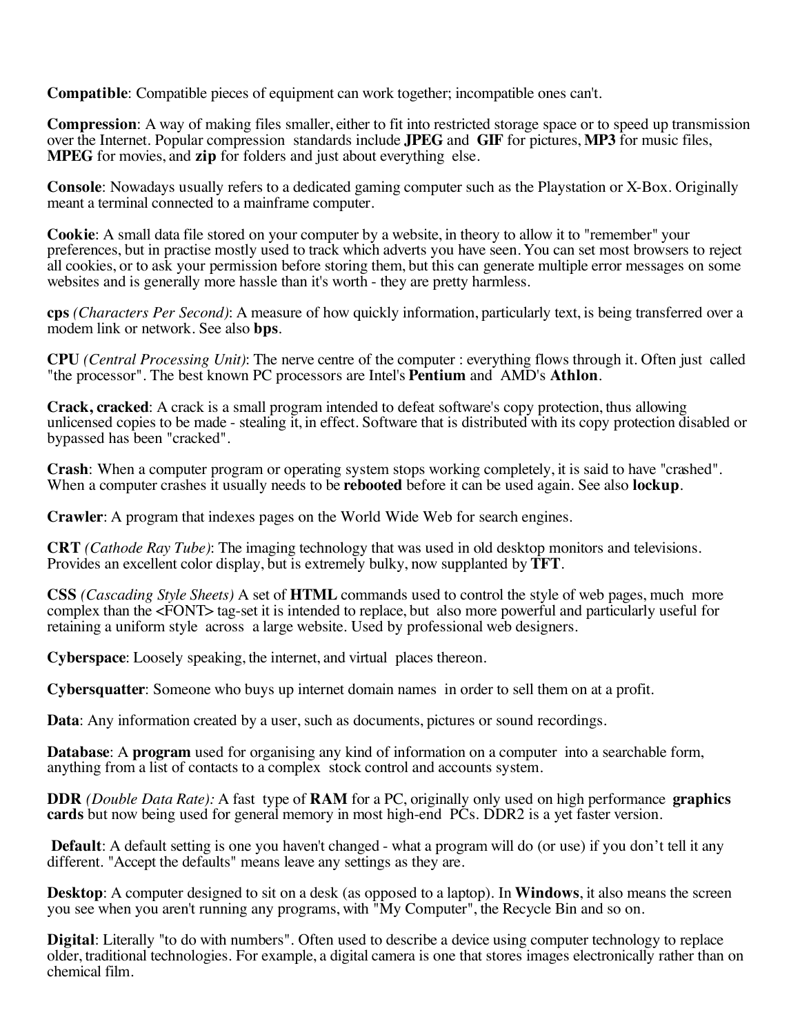**Compatible**: Compatible pieces of equipment can work together; incompatible ones can't.

**Compression**: A way of making files smaller, either to fit into restricted storage space or to speed up transmission over the Internet. Popular compression standards include **JPEG** and **GIF** for pictures, **MP3** for music files, **MPEG** for movies, and **zip** for folders and just about everything else.

**Console**: Nowadays usually refers to a dedicated gaming computer such as the Playstation or X-Box. Originally meant a terminal connected to a mainframe computer.

**Cookie**: A small data file stored on your computer by a website, in theory to allow it to "remember" your preferences, but in practise mostly used to track which adverts you have seen. You can set most browsers to reject all cookies, or to ask your permission before storing them, but this can generate multiple error messages on some websites and is generally more hassle than it's worth - they are pretty harmless.

**cps** *(Characters Per Second)*: A measure of how quickly information, particularly text, is being transferred over a modem link or network. See also **bps**.

**CPU** *(Central Processing Unit)*: The nerve centre of the computer : everything flows through it. Often just called "the processor". The best known PC processors are Intel's **Pentium** and AMD's **Athlon**.

**Crack, cracked**: A crack is a small program intended to defeat software's copy protection, thus allowing unlicensed copies to be made - stealing it, in effect. Software that is distributed with its copy protection disabled or bypassed has been "cracked".

**Crash**: When a computer program or operating system stops working completely, it is said to have "crashed". When a computer crashes it usually needs to be **rebooted** before it can be used again. See also **lockup**.

**Crawler**: A program that indexes pages on the World Wide Web for search engines.

**CRT** *(Cathode Ray Tube)*: The imaging technology that was used in old desktop monitors and televisions. Provides an excellent color display, but is extremely bulky, now supplanted by **TFT**.

**CSS** *(Cascading Style Sheets)* A set of **HTML** commands used to control the style of web pages, much more complex than the <FONT> tag-set it is intended to replace, but also more powerful and particularly useful for retaining a uniform style across a large website. Used by professional web designers.

**Cyberspace**: Loosely speaking, the internet, and virtual places thereon.

**Cybersquatter**: Someone who buys up internet domain names in order to sell them on at a profit.

**Data**: Any information created by a user, such as documents, pictures or sound recordings.

**Database**: A **program** used for organising any kind of information on a computer into a searchable form, anything from a list of contacts to a complex stock control and accounts system.

**DDR** *(Double Data Rate):* A fast type of **RAM** for a PC, originally only used on high performance **graphics cards** but now being used for general memory in most high-end PCs. DDR2 is a yet faster version.

**Default**: A default setting is one you haven't changed - what a program will do (or use) if you don't tell it any different. "Accept the defaults" means leave any settings as they are.

**Desktop**: A computer designed to sit on a desk (as opposed to a laptop). In **Windows**, it also means the screen you see when you aren't running any programs, with "My Computer", the Recycle Bin and so on.

**Digital**: Literally "to do with numbers". Often used to describe a device using computer technology to replace older, traditional technologies. For example, a digital camera is one that stores images electronically rather than on chemical film.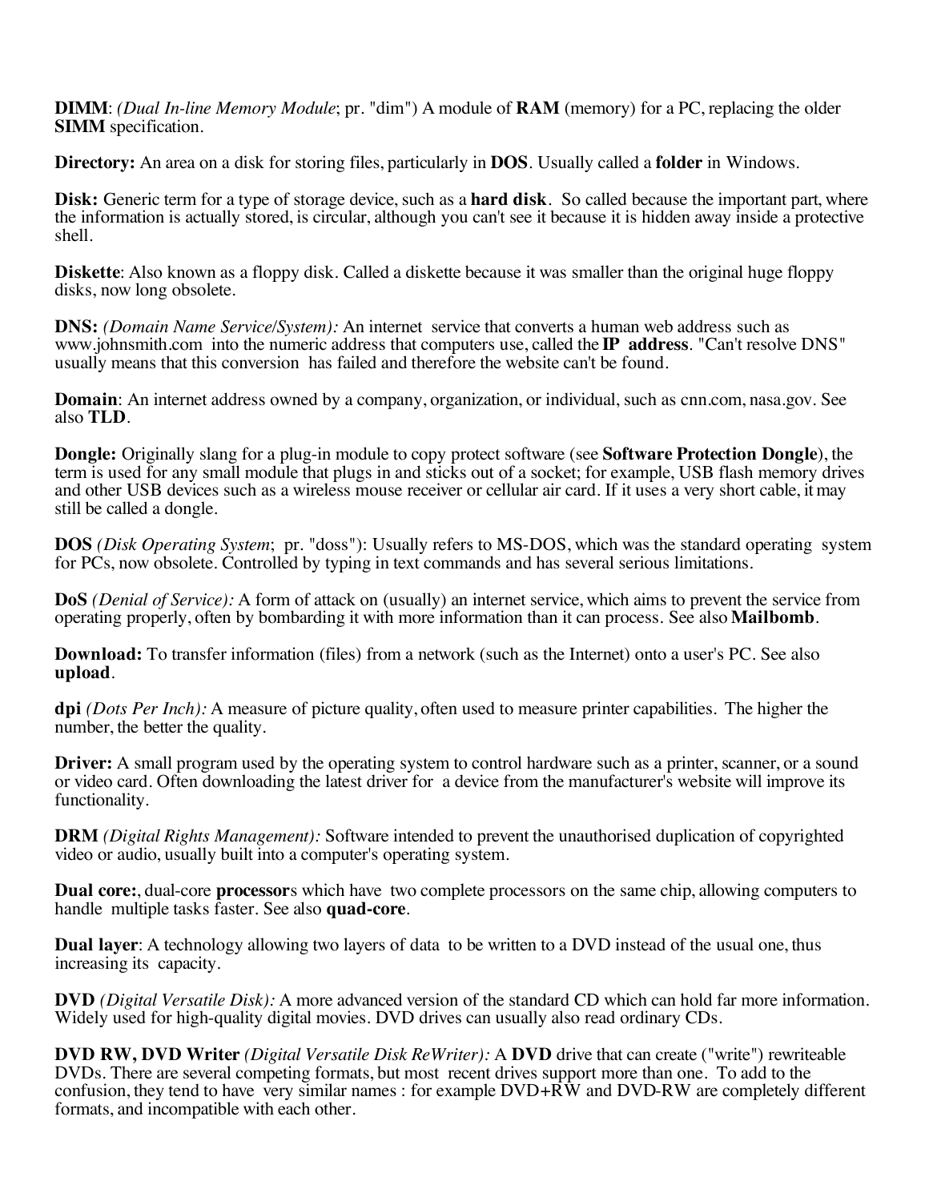**DIMM**: *(Dual In-line Memory Module*; pr. "dim") A module of **RAM** (memory) for a PC, replacing the older **SIMM** specification.

**Directory:** An area on a disk for storing files, particularly in **DOS**. Usually called a **folder** in Windows.

**Disk:** Generic term for a type of storage device, such as a **hard disk**. So called because the important part, where the information is actually stored, is circular, although you can't see it because it is hidden away inside a protective shell.

**Diskette**: Also known as a floppy disk. Called a diskette because it was smaller than the original huge floppy disks, now long obsolete.

**DNS:** *(Domain Name Service/System):* An internet service that converts a human web address such as www.johnsmith.com into the numeric address that computers use, called the **IP address**. "Can't resolve DNS" usually means that this conversion has failed and therefore the website can't be found.

**Domain**: An internet address owned by a company, organization, or individual, such as cnn.com, nasa.gov. See also **TLD**.

**Dongle:** Originally slang for a plug-in module to copy protect software (see **Software Protection Dongle**), the term is used for any small module that plugs in and sticks out of a socket; for example, USB flash memory drives and other USB devices such as a wireless mouse receiver or cellular air card. If it uses a very short cable, it may still be called a dongle.

**DOS** *(Disk Operating System*; pr. "doss"): Usually refers to MS-DOS, which was the standard operating system for PCs, now obsolete. Controlled by typing in text commands and has several serious limitations.

**DoS** *(Denial of Service):* A form of attack on (usually) an internet service, which aims to prevent the service from operating properly, often by bombarding it with more information than it can process. See also **Mailbomb**.

**Download:** To transfer information (files) from a network (such as the Internet) onto a user's PC. See also **upload**.

**dpi** *(Dots Per Inch):* A measure of picture quality, often used to measure printer capabilities. The higher the number, the better the quality.

**Driver:** A small program used by the operating system to control hardware such as a printer, scanner, or a sound or video card. Often downloading the latest driver for a device from the manufacturer's website will improve its functionality.

**DRM** *(Digital Rights Management):* Software intended to prevent the unauthorised duplication of copyrighted video or audio, usually built into a computer's operating system.

**Dual core:**, dual-core **processor**s which have two complete processors on the same chip, allowing computers to handle multiple tasks faster. See also **quad-core**.

**Dual layer**: A technology allowing two layers of data to be written to a DVD instead of the usual one, thus increasing its capacity.

**DVD** *(Digital Versatile Disk):* A more advanced version of the standard CD which can hold far more information. Widely used for high-quality digital movies. DVD drives can usually also read ordinary CDs.

**DVD RW, DVD Writer** *(Digital Versatile Disk ReWriter):* A **DVD** drive that can create ("write") rewriteable DVDs. There are several competing formats, but most recent drives support more than one. To add to the confusion, they tend to have very similar names : for example DVD+RW and DVD-RW are completely different formats, and incompatible with each other.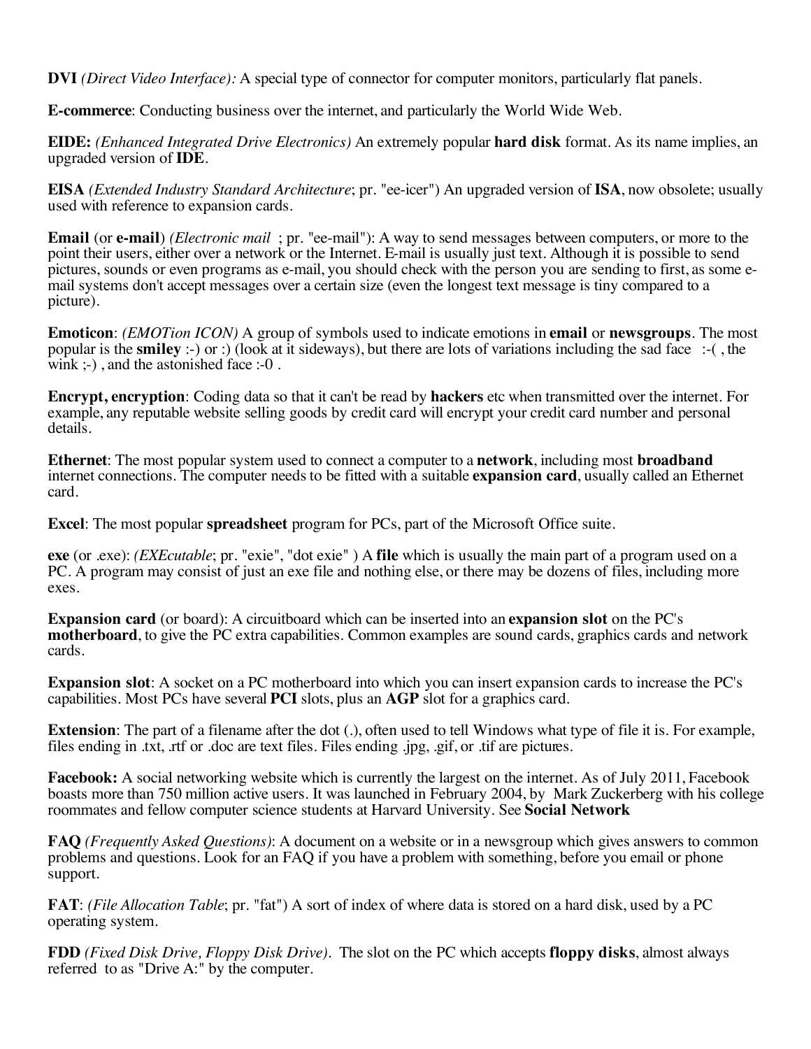**DVI** *(Direct Video Interface):* A special type of connector for computer monitors, particularly flat panels.

**E-commerce**: Conducting business over the internet, and particularly the World Wide Web.

**EIDE:** *(Enhanced Integrated Drive Electronics)* An extremely popular **hard disk** format. As its name implies, an upgraded version of **IDE**.

**EISA** *(Extended Industry Standard Architecture*; pr. "ee-icer") An upgraded version of **ISA**, now obsolete; usually used with reference to expansion cards.

**Email** (or **e-mail**) *(Electronic mail* ; pr. "ee-mail"): A way to send messages between computers, or more to the point their users, either over a network or the Internet. E-mail is usually just text. Although it is possible to send pictures, sounds or even programs as e-mail, you should check with the person you are sending to first, as some e-mail systems don't accept messages over a certain size (even the longest text message is tiny compared to a picture).

**Emoticon**: *(EMOTion ICON)* A group of symbols used to indicate emotions in **email** or **newsgroups**. The most popular is the **smiley** :-) or :) (look at it sideways), but there are lots of variations including the sad face :-( , the wink ;-) , and the astonished face :-0 .

**Encrypt, encryption**: Coding data so that it can't be read by **hackers** etc when transmitted over the internet. For example, any reputable website selling goods by credit card will encrypt your credit card number and personal details.

**Ethernet**: The most popular system used to connect a computer to a **network**, including most **broadband** internet connections. The computer needs to be fitted with a suitable **expansion card**, usually called an Ethernet card.

**Excel**: The most popular **spreadsheet** program for PCs, part of the Microsoft Office suite.

**exe** (or .exe): *(EXEcutable*; pr. "exie", "dot exie" ) A **file** which is usually the main part of a program used on a PC. A program may consist of just an exe file and nothing else, or there may be dozens of files, including more exes.

**Expansion card** (or board): A circuitboard which can be inserted into an **expansion slot** on the PC's **motherboard**, to give the PC extra capabilities. Common examples are sound cards, graphics cards and network cards.

**Expansion slot**: A socket on a PC motherboard into which you can insert expansion cards to increase the PC's capabilities. Most PCs have several **PCI** slots, plus an **AGP** slot for a graphics card.

**Extension**: The part of a filename after the dot (.), often used to tell Windows what type of file it is. For example, files ending in .txt, .rtf or .doc are text files. Files ending .jpg, .gif, or .tif are pictures.

**Facebook:** A social networking website which is currently the largest on the internet. As of July 2011, Facebook boasts more than 750 million active users. It was launched in February 2004, by Mark Zuckerberg with his college roommates and fellow computer science students at Harvard University. See **Social Network**

**FAQ** *(Frequently Asked Questions)*: A document on a website or in a newsgroup which gives answers to common problems and questions. Look for an FAQ if you have a problem with something, before you email or phone support.

**FAT**: *(File Allocation Table*; pr. "fat") A sort of index of where data is stored on a hard disk, used by a PC operating system.

**FDD** *(Fixed Disk Drive, Floppy Disk Drive).* The slot on the PC which accepts **floppy disks**, almost always referred to as "Drive A:" by the computer.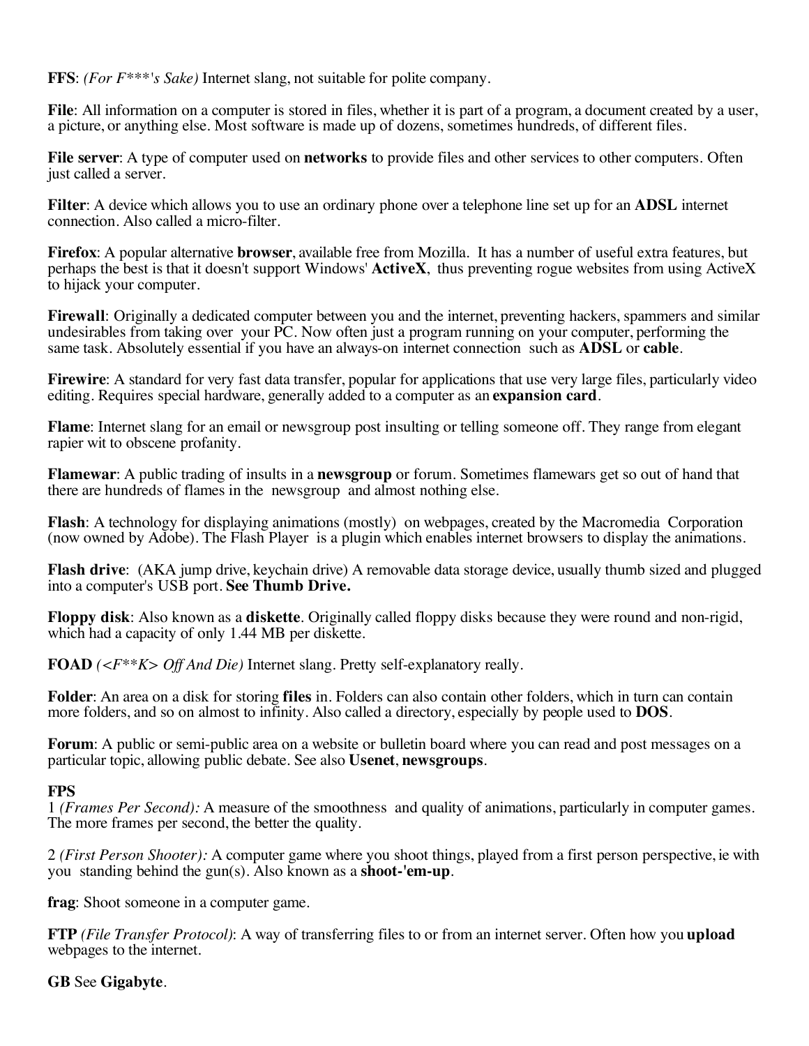**FFS**: *(For F***'s Sake)* Internet slang, not suitable for polite company.

**File**: All information on a computer is stored in files, whether it is part of a program, a document created by a user, a picture, or anything else. Most software is made up of dozens, sometimes hundreds, of different files.

**File server**: A type of computer used on **networks** to provide files and other services to other computers. Often just called a server.

**Filter**: A device which allows you to use an ordinary phone over a telephone line set up for an **ADSL** internet connection. Also called a micro-filter.

**Firefox**: A popular alternative **browser**, available free from Mozilla. It has a number of useful extra features, but perhaps the best is that it doesn't support Windows' **ActiveX**, thus preventing rogue websites from using ActiveX to hijack your computer.

**Firewall**: Originally a dedicated computer between you and the internet, preventing hackers, spammers and similar undesirables from taking over your PC. Now often just a program running on your computer, performing the same task. Absolutely essential if you have an always-on internet connection such as **ADSL** or **cable**.

**Firewire**: A standard for very fast data transfer, popular for applications that use very large files, particularly video editing. Requires special hardware, generally added to a computer as an **expansion card**.

**Flame**: Internet slang for an email or newsgroup post insulting or telling someone off. They range from elegant rapier wit to obscene profanity.

**Flamewar**: A public trading of insults in a **newsgroup** or forum. Sometimes flamewars get so out of hand that there are hundreds of flames in the newsgroup and almost nothing else.

**Flash**: A technology for displaying animations (mostly) on webpages, created by the Macromedia Corporation (now owned by Adobe). The Flash Player is a plugin which enables internet browsers to display the animations.

**Flash drive**: (AKA jump drive, keychain drive) A removable data storage device, usually thumb sized and plugged into a computer's USB port. **See Thumb Drive.**

**Floppy disk**: Also known as a **diskette**. Originally called floppy disks because they were round and non-rigid, which had a capacity of only 1.44 MB per diskette.

**FOAD** *(<F**K> Off And Die)* Internet slang. Pretty self-explanatory really.

**Folder**: An area on a disk for storing **files** in. Folders can also contain other folders, which in turn can contain more folders, and so on almost to infinity. Also called a directory, especially by people used to **DOS**.

**Forum**: A public or semi-public area on a website or bulletin board where you can read and post messages on a particular topic, allowing public debate. See also **Usenet**, **newsgroups**.

**FPS**

1 *(Frames Per Second):* A measure of the smoothness and quality of animations, particularly in computer games. The more frames per second, the better the quality.

2 *(First Person Shooter):* A computer game where you shoot things, played from a first person perspective, ie with you standing behind the gun(s). Also known as a **shoot-'em-up**.

**frag**: Shoot someone in a computer game.

**FTP** *(File Transfer Protocol)*: A way of transferring files to or from an internet server. Often how you **upload** webpages to the internet.

**GB** See **Gigabyte**.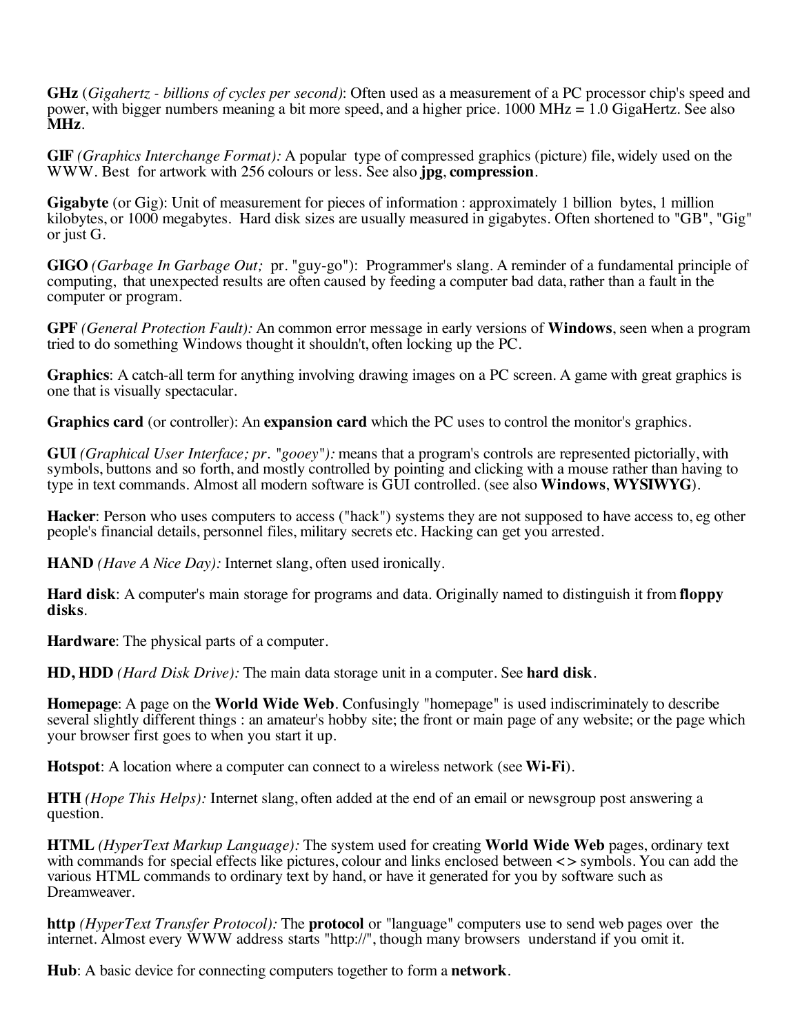**GHz** (*Gigahertz - billions of cycles per second*): Often used as a measurement of a PC processor chip's speed and power, with bigger numbers meaning a bit more speed, and a higher price. 1000 MHz = 1.0 GigaHertz. See also **MHz**.

**GIF** *(Graphics Interchange Format):* A popular type of compressed graphics (picture) file, widely used on the WWW. Best for artwork with 256 colours or less. See also **jpg**, **compression**.

**Gigabyte** (or Gig): Unit of measurement for pieces of information : approximately 1 billion bytes, 1 million kilobytes, or 1000 megabytes. Hard disk sizes are usually measured in gigabytes. Often shortened to "GB", "Gig" or just G.

**GIGO** *(Garbage In Garbage Out;* pr. "guy-go"): Programmer's slang. A reminder of a fundamental principle of computing, that unexpected results are often caused by feeding a computer bad data, rather than a fault in the computer or program.

**GPF** *(General Protection Fault):* An common error message in early versions of **Windows**, seen when a program tried to do something Windows thought it shouldn't, often locking up the PC.

**Graphics**: A catch-all term for anything involving drawing images on a PC screen. A game with great graphics is one that is visually spectacular.

**Graphics card** (or controller): An **expansion card** which the PC uses to control the monitor's graphics.

**GUI** *(Graphical User Interface; pr. "gooey"):* means that a program's controls are represented pictorially, with symbols, buttons and so forth, and mostly controlled by pointing and clicking with a mouse rather than having to type in text commands. Almost all modern software is GUI controlled. (see also **Windows**, **WYSIWYG**).

**Hacker**: Person who uses computers to access ("hack") systems they are not supposed to have access to, eg other people's financial details, personnel files, military secrets etc. Hacking can get you arrested.

**HAND** *(Have A Nice Day):* Internet slang, often used ironically.

**Hard disk**: A computer's main storage for programs and data. Originally named to distinguish it from **floppy disks**.

**Hardware**: The physical parts of a computer.

**HD, HDD** *(Hard Disk Drive):* The main data storage unit in a computer. See **hard disk**.

**Homepage**: A page on the **World Wide Web**. Confusingly "homepage" is used indiscriminately to describe several slightly different things : an amateur's hobby site; the front or main page of any website; or the page which your browser first goes to when you start it up.

**Hotspot**: A location where a computer can connect to a wireless network (see **Wi-Fi**).

**HTH** *(Hope This Helps):* Internet slang, often added at the end of an email or newsgroup post answering a question.

**HTML** *(HyperText Markup Language):* The system used for creating **World Wide Web** pages, ordinary text with commands for special effects like pictures, colour and links enclosed between **< >** symbols. You can add the various HTML commands to ordinary text by hand, or have it generated for you by software such as Dreamweaver.

**http** *(HyperText Transfer Protocol):* The **protocol** or "language" computers use to send web pages over the internet. Almost every WWW address starts "http://", though many browsers understand if you omit it.

**Hub**: A basic device for connecting computers together to form a **network**.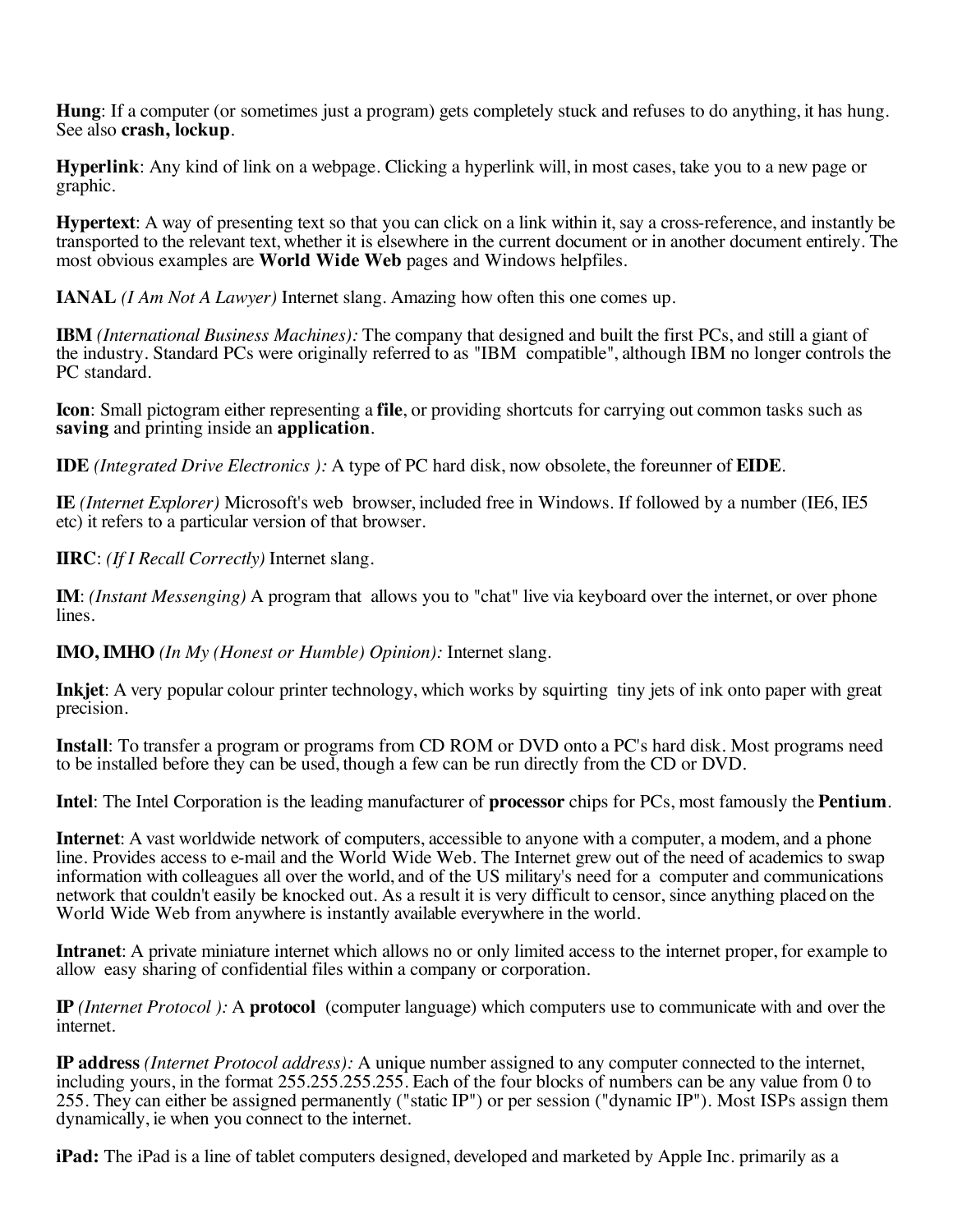**Hung**: If a computer (or sometimes just a program) gets completely stuck and refuses to do anything, it has hung. See also **crash, lockup**.

**Hyperlink**: Any kind of link on a webpage. Clicking a hyperlink will, in most cases, take you to a new page or graphic.

**Hypertext**: A way of presenting text so that you can click on a link within it, say a cross-reference, and instantly be transported to the relevant text, whether it is elsewhere in the current document or in another document entirely. The most obvious examples are **World Wide Web** pages and Windows helpfiles.

**IANAL** *(I Am Not A Lawyer)* Internet slang. Amazing how often this one comes up.

**IBM** *(International Business Machines):* The company that designed and built the first PCs, and still a giant of the industry. Standard PCs were originally referred to as "IBM compatible", although IBM no longer controls the PC standard.

**Icon**: Small pictogram either representing a **file**, or providing shortcuts for carrying out common tasks such as **saving** and printing inside an **application**.

**IDE** *(Integrated Drive Electronics ):* A type of PC hard disk, now obsolete, the foreunner of **EIDE**.

**IE** *(Internet Explorer)* Microsoft's web browser, included free in Windows. If followed by a number (IE6, IE5 etc) it refers to a particular version of that browser.

**IIRC**: *(If I Recall Correctly)* Internet slang.

**IM**: *(Instant Messenging)* A program that allows you to "chat" live via keyboard over the internet, or over phone lines.

**IMO, IMHO** *(In My (Honest or Humble) Opinion):* Internet slang.

**Inkjet**: A very popular colour printer technology, which works by squirting tiny jets of ink onto paper with great precision.

**Install**: To transfer a program or programs from CD ROM or DVD onto a PC's hard disk. Most programs need to be installed before they can be used, though a few can be run directly from the CD or DVD.

**Intel**: The Intel Corporation is the leading manufacturer of **processor** chips for PCs, most famously the **Pentium**.

**Internet**: A vast worldwide network of computers, accessible to anyone with a computer, a modem, and a phone line. Provides access to e-mail and the World Wide Web. The Internet grew out of the need of academics to swap information with colleagues all over the world, and of the US military's need for a computer and communications network that couldn't easily be knocked out. As a result it is very difficult to censor, since anything placed on the World Wide Web from anywhere is instantly available everywhere in the world.

**Intranet**: A private miniature internet which allows no or only limited access to the internet proper, for example to allow easy sharing of confidential files within a company or corporation.

**IP** *(Internet Protocol ):* A **protocol** (computer language) which computers use to communicate with and over the internet.

**IP address** *(Internet Protocol address):* A unique number assigned to any computer connected to the internet, including yours, in the format 255.255.255.255. Each of the four blocks of numbers can be any value from 0 to 255. They can either be assigned permanently ("static IP") or per session ("dynamic IP"). Most ISPs assign them dynamically, ie when you connect to the internet.

**iPad:** The iPad is a line of tablet computers designed, developed and marketed by Apple Inc. primarily as a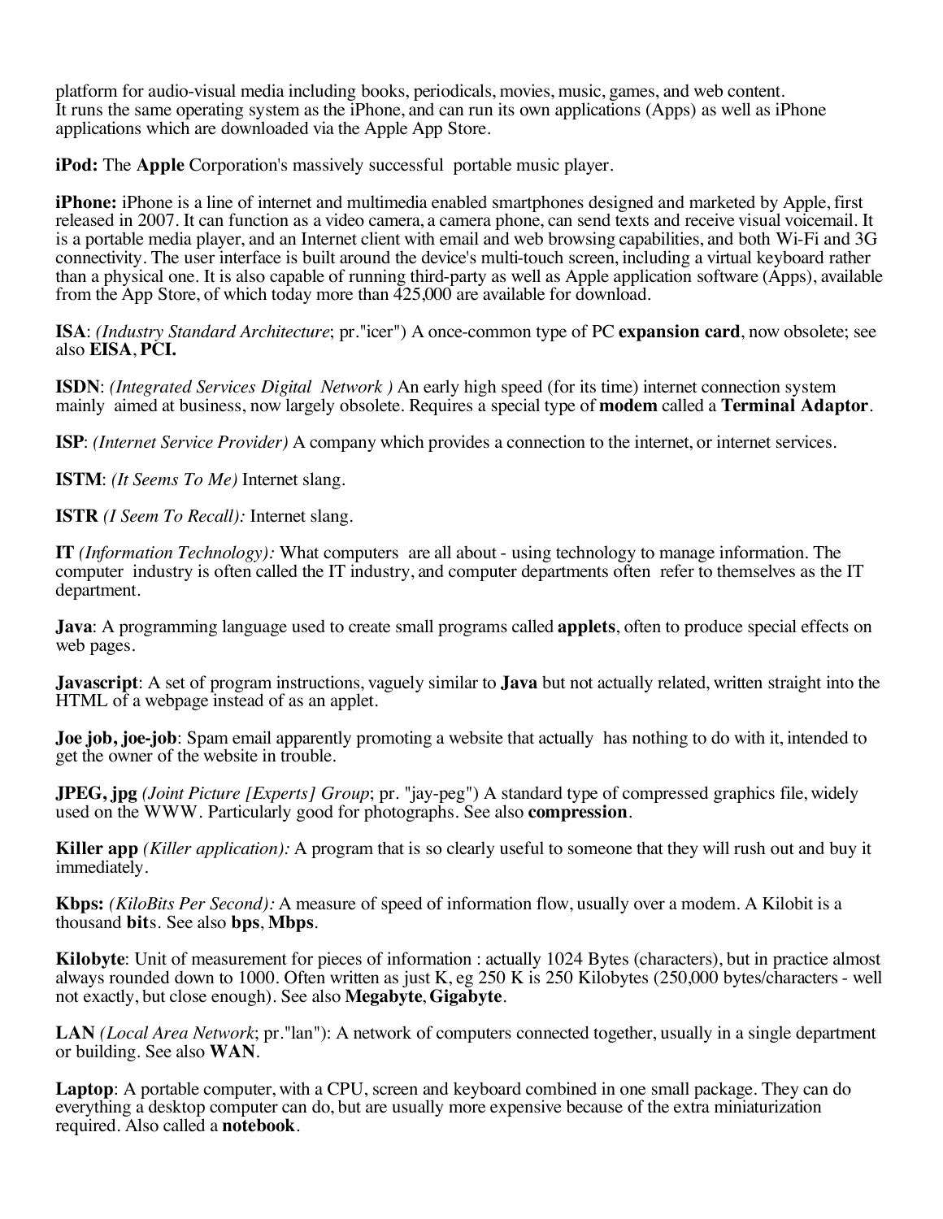platform for audio-visual media including books, periodicals, movies, music, games, and web content. It runs the same operating system as the iPhone, and can run its own applications (Apps) as well as iPhone applications which are downloaded via the Apple App Store.

**iPod:** The **Apple** Corporation's massively successful portable music player.

**iPhone:** iPhone is a line of internet and multimedia enabled smartphones designed and marketed by Apple, first released in 2007. It can function as a video camera, a camera phone, can send texts and receive visual voicemail. It is a portable media player, and an Internet client with email and web browsing capabilities, and both Wi-Fi and 3G connectivity. The user interface is built around the device's multi-touch screen, including a virtual keyboard rather than a physical one. It is also capable of running third-party as well as Apple application software (Apps), available from the App Store, of which today more than 425,000 are available for download.

**ISA**: *(Industry Standard Architecture*; pr."icer") A once-common type of PC **expansion card**, now obsolete; see also **EISA**, **PCI.**

**ISDN**: *(Integrated Services Digital Network )* An early high speed (for its time) internet connection system mainly aimed at business, now largely obsolete. Requires a special type of **modem** called a **Terminal Adaptor**.

**ISP**: *(Internet Service Provider)* A company which provides a connection to the internet, or internet services.

**ISTM**: *(It Seems To Me)* Internet slang.

**ISTR** *(I Seem To Recall):* Internet slang.

**IT** *(Information Technology):* What computers are all about - using technology to manage information. The computer industry is often called the IT industry, and computer departments often refer to themselves as the IT department.

**Java**: A programming language used to create small programs called **applets**, often to produce special effects on web pages.

**Javascript**: A set of program instructions, vaguely similar to **Java** but not actually related, written straight into the HTML of a webpage instead of as an applet.

**Joe job, joe-job**: Spam email apparently promoting a website that actually has nothing to do with it, intended to get the owner of the website in trouble.

**JPEG, jpg** *(Joint Picture [Experts] Group*; pr. "jay-peg") A standard type of compressed graphics file, widely used on the WWW. Particularly good for photographs. See also **compression**.

**Killer app** *(Killer application):* A program that is so clearly useful to someone that they will rush out and buy it immediately.

**Kbps:** *(KiloBits Per Second):* A measure of speed of information flow, usually over a modem. A Kilobit is a thousand **bit**s. See also **bps**, **Mbps**.

**Kilobyte**: Unit of measurement for pieces of information : actually 1024 Bytes (characters), but in practice almost always rounded down to 1000. Often written as just K, eg 250 K is 250 Kilobytes (250,000 bytes/characters - well not exactly, but close enough). See also **Megabyte**, **Gigabyte**.

**LAN** *(Local Area Network*; pr."lan"): A network of computers connected together, usually in a single department or building. See also **WAN**.

**Laptop**: A portable computer, with a CPU, screen and keyboard combined in one small package. They can do everything a desktop computer can do, but are usually more expensive because of the extra miniaturization required. Also called a **notebook**.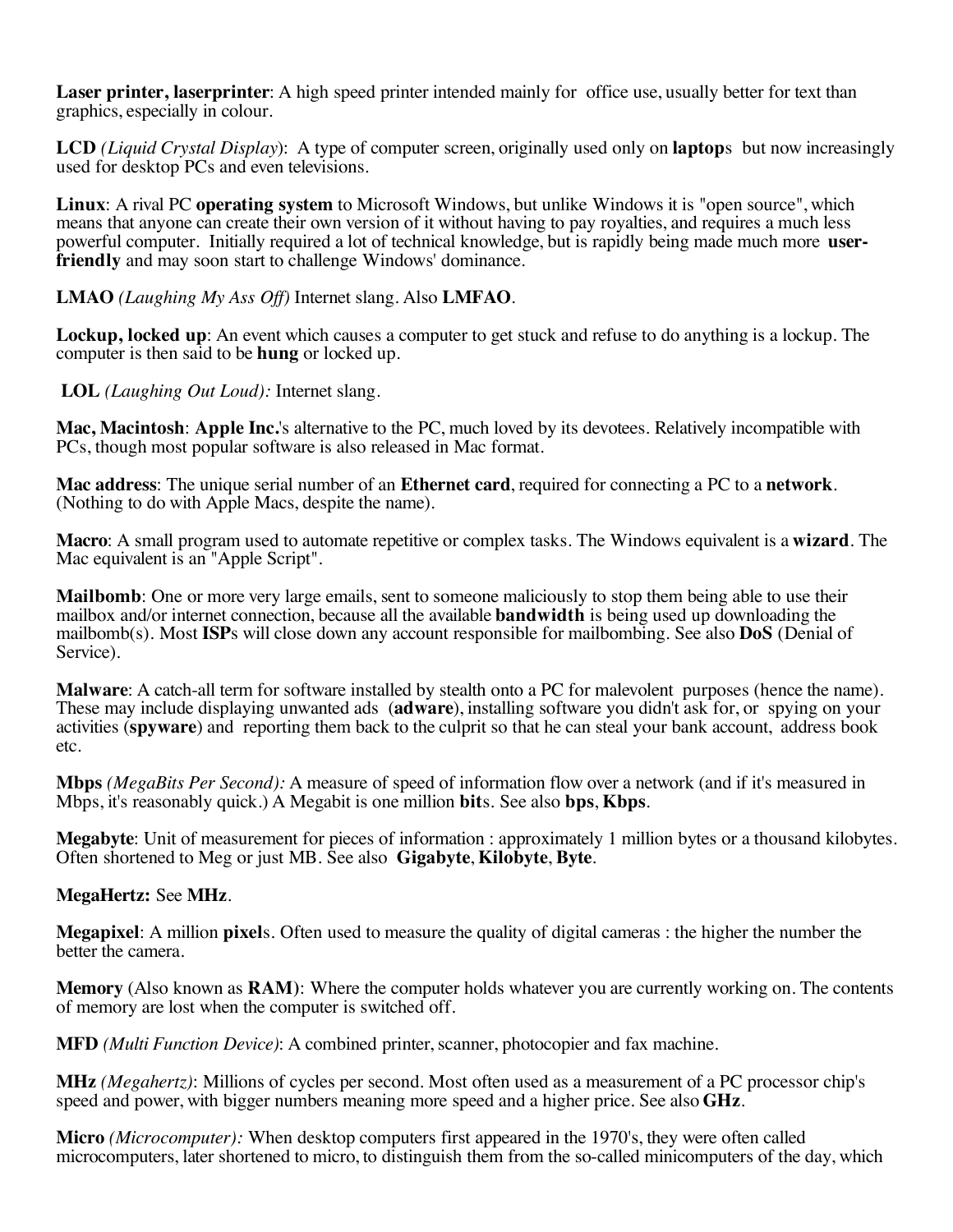**Laser printer, laserprinter**: A high speed printer intended mainly for office use, usually better for text than graphics, especially in colour.

**LCD** *(Liquid Crystal Display)*: A type of computer screen, originally used only on **laptop**s but now increasingly used for desktop PCs and even televisions.

**Linux**: A rival PC **operating system** to Microsoft Windows, but unlike Windows it is "open source", which means that anyone can create their own version of it without having to pay royalties, and requires a much less powerful computer. Initially required a lot of technical knowledge, but is rapidly being made much more **user-friendly** and may soon start to challenge Windows' dominance.

**LMAO** *(Laughing My Ass Off)* Internet slang. Also **LMFAO**.

**Lockup, locked up**: An event which causes a computer to get stuck and refuse to do anything is a lockup. The computer is then said to be **hung** or locked up.

**LOL** *(Laughing Out Loud):* Internet slang.

**Mac, Macintosh**: **Apple Inc.**'s alternative to the PC, much loved by its devotees. Relatively incompatible with PCs, though most popular software is also released in Mac format.

**Mac address**: The unique serial number of an **Ethernet card**, required for connecting a PC to a **network**. (Nothing to do with Apple Macs, despite the name).

**Macro**: A small program used to automate repetitive or complex tasks. The Windows equivalent is a **wizard**. The Mac equivalent is an "Apple Script".

**Mailbomb**: One or more very large emails, sent to someone maliciously to stop them being able to use their mailbox and/or internet connection, because all the available **bandwidth** is being used up downloading the mailbomb(s). Most **ISP**s will close down any account responsible for mailbombing. See also **DoS** (Denial of Service).

**Malware**: A catch-all term for software installed by stealth onto a PC for malevolent purposes (hence the name). These may include displaying unwanted ads (**adware**), installing software you didn't ask for, or spying on your activities (**spyware**) and reporting them back to the culprit so that he can steal your bank account, address book etc.

**Mbps** *(MegaBits Per Second):* A measure of speed of information flow over a network (and if it's measured in Mbps, it's reasonably quick.) A Megabit is one million **bit**s. See also **bps**, **Kbps**.

**Megabyte**: Unit of measurement for pieces of information : approximately 1 million bytes or a thousand kilobytes. Often shortened to Meg or just MB. See also **Gigabyte**, **Kilobyte**, **Byte**.

**MegaHertz:** See **MHz**.

**Megapixel**: A million **pixel**s. Often used to measure the quality of digital cameras : the higher the number the better the camera.

**Memory** (Also known as **RAM**): Where the computer holds whatever you are currently working on. The contents of memory are lost when the computer is switched off.

**MFD** *(Multi Function Device)*: A combined printer, scanner, photocopier and fax machine.

**MHz** *(Megahertz)*: Millions of cycles per second. Most often used as a measurement of a PC processor chip's speed and power, with bigger numbers meaning more speed and a higher price. See also **GHz**.

**Micro** *(Microcomputer):* When desktop computers first appeared in the 1970's, they were often called microcomputers, later shortened to micro, to distinguish them from the so-called minicomputers of the day, which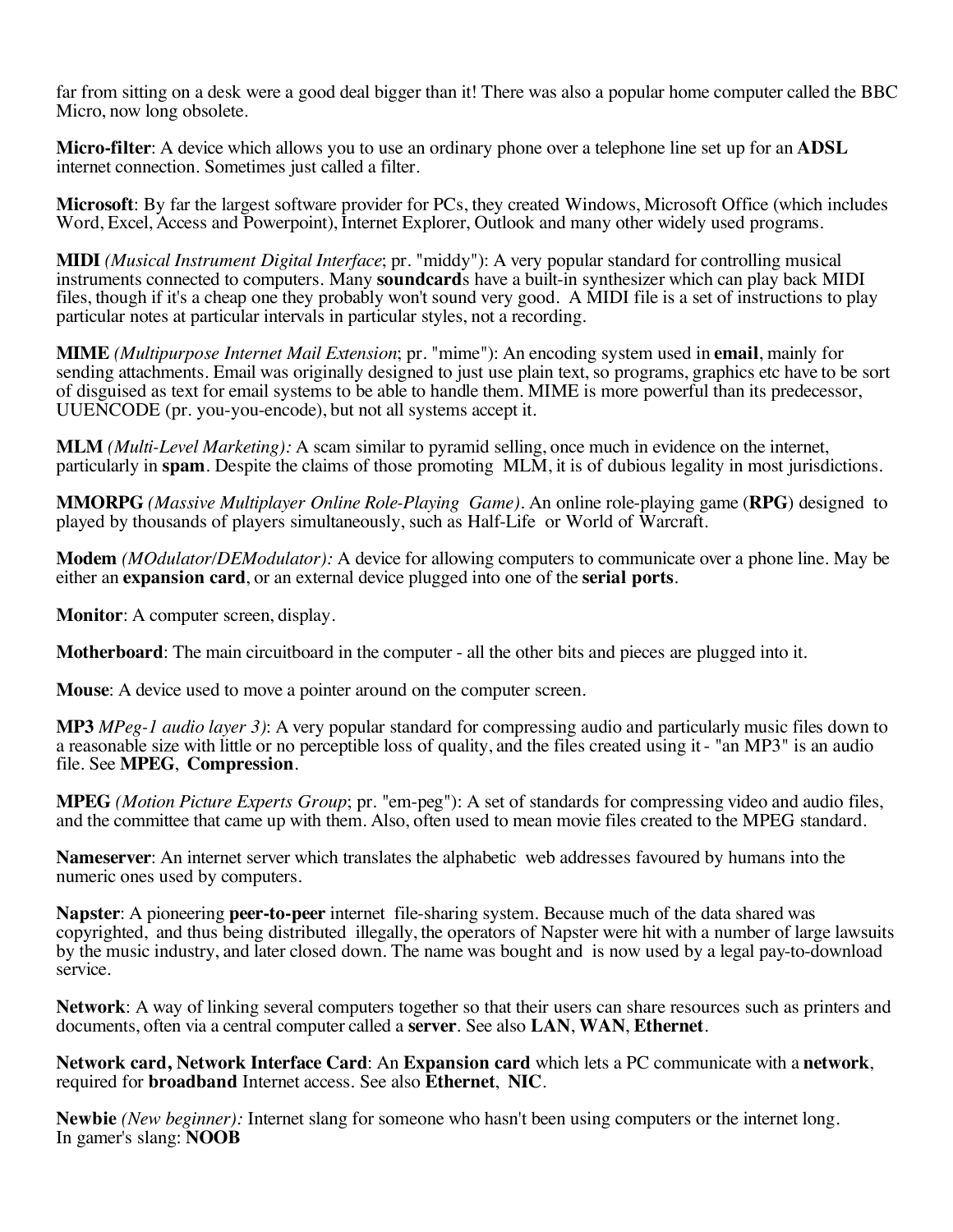far from sitting on a desk were a good deal bigger than it! There was also a popular home computer called the BBC Micro, now long obsolete.

**Micro-filter**: A device which allows you to use an ordinary phone over a telephone line set up for an **ADSL** internet connection. Sometimes just called a filter.

**Microsoft**: By far the largest software provider for PCs, they created Windows, Microsoft Office (which includes Word, Excel, Access and Powerpoint), Internet Explorer, Outlook and many other widely used programs.

**MIDI** *(Musical Instrument Digital Interface*; pr. "middy"): A very popular standard for controlling musical instruments connected to computers. Many **soundcard**s have a built-in synthesizer which can play back MIDI files, though if it's a cheap one they probably won't sound very good. A MIDI file is a set of instructions to play particular notes at particular intervals in particular styles, not a recording.

**MIME** *(Multipurpose Internet Mail Extension*; pr. "mime"): An encoding system used in **email**, mainly for sending attachments. Email was originally designed to just use plain text, so programs, graphics etc have to be sort of disguised as text for email systems to be able to handle them. MIME is more powerful than its predecessor, UUENCODE (pr. you-you-encode), but not all systems accept it.

**MLM** *(Multi-Level Marketing):* A scam similar to pyramid selling, once much in evidence on the internet, particularly in **spam**. Despite the claims of those promoting MLM, it is of dubious legality in most jurisdictions.

**MMORPG** *(Massive Multiplayer Online Role-Playing Game)*. An online role-playing game (**RPG**) designed to played by thousands of players simultaneously, such as Half-Life or World of Warcraft.

**Modem** *(MOdulator/DEModulator):* A device for allowing computers to communicate over a phone line. May be either an **expansion card**, or an external device plugged into one of the **serial ports**.

**Monitor**: A computer screen, display.

**Motherboard**: The main circuitboard in the computer - all the other bits and pieces are plugged into it.

**Mouse**: A device used to move a pointer around on the computer screen.

**MP3** *MPeg-1 audio layer 3)*: A very popular standard for compressing audio and particularly music files down to a reasonable size with little or no perceptible loss of quality, and the files created using it - "an MP3" is an audio file. See **MPEG**, **Compression**.

**MPEG** *(Motion Picture Experts Group*; pr. "em-peg"): A set of standards for compressing video and audio files, and the committee that came up with them. Also, often used to mean movie files created to the MPEG standard.

**Nameserver**: An internet server which translates the alphabetic web addresses favoured by humans into the numeric ones used by computers.

**Napster**: A pioneering **peer-to-peer** internet file-sharing system. Because much of the data shared was copyrighted, and thus being distributed illegally, the operators of Napster were hit with a number of large lawsuits by the music industry, and later closed down. The name was bought and is now used by a legal pay-to-download service.

**Network**: A way of linking several computers together so that their users can share resources such as printers and documents, often via a central computer called a **server**. See also **LAN**, **WAN**, **Ethernet**.

**Network card, Network Interface Card**: An **Expansion card** which lets a PC communicate with a **network**, required for **broadband** Internet access. See also **Ethernet**, **NIC**.

**Newbie** *(New beginner):* Internet slang for someone who hasn't been using computers or the internet long.
In gamer's slang: **NOOB**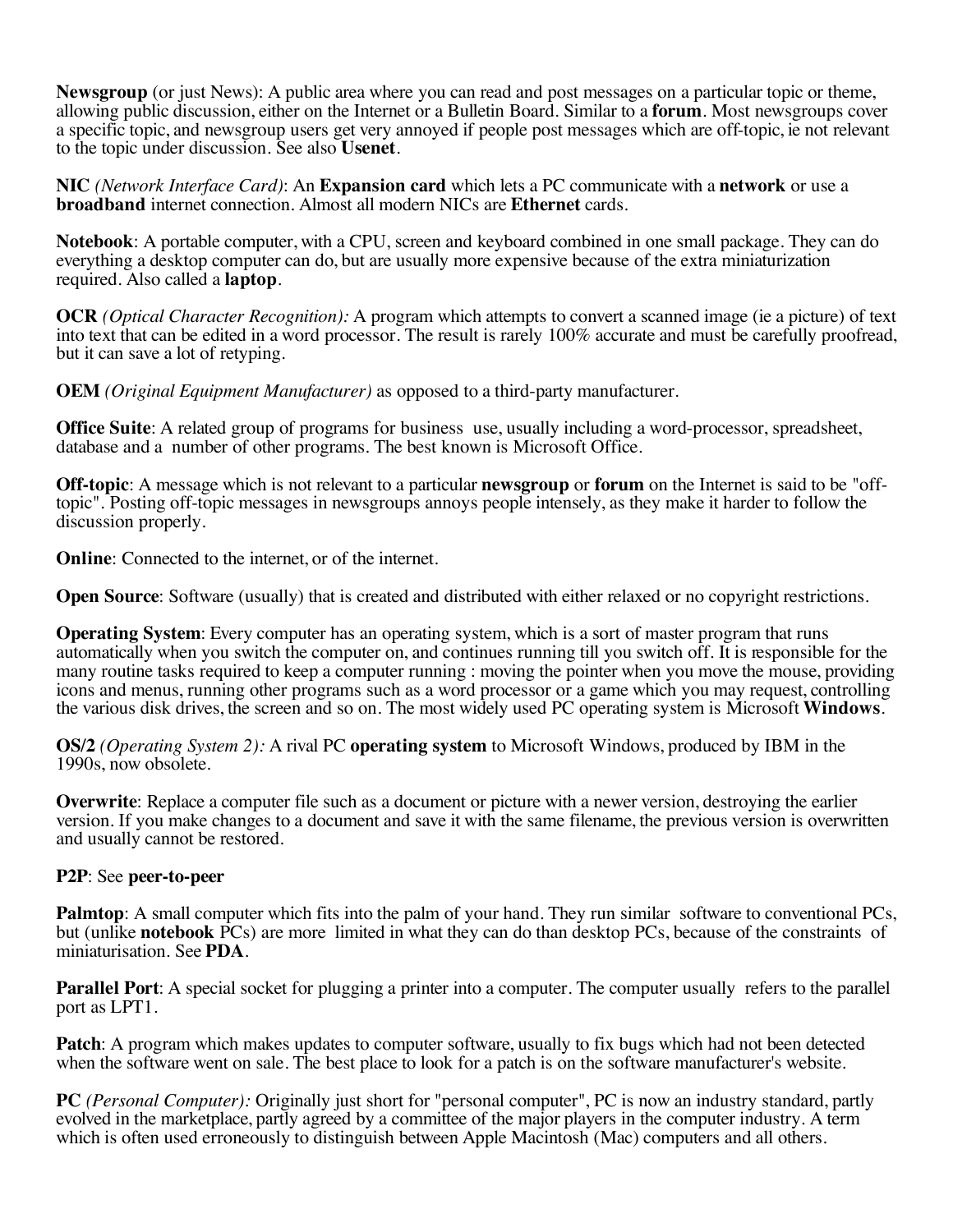**Newsgroup** (or just News): A public area where you can read and post messages on a particular topic or theme, allowing public discussion, either on the Internet or a Bulletin Board. Similar to a **forum**. Most newsgroups cover a specific topic, and newsgroup users get very annoyed if people post messages which are off-topic, ie not relevant to the topic under discussion. See also **Usenet**.

**NIC** *(Network Interface Card)*: An **Expansion card** which lets a PC communicate with a **network** or use a **broadband** internet connection. Almost all modern NICs are **Ethernet** cards.

**Notebook**: A portable computer, with a CPU, screen and keyboard combined in one small package. They can do everything a desktop computer can do, but are usually more expensive because of the extra miniaturization required. Also called a **laptop**.

**OCR** *(Optical Character Recognition):* A program which attempts to convert a scanned image (ie a picture) of text into text that can be edited in a word processor. The result is rarely 100% accurate and must be carefully proofread, but it can save a lot of retyping.

**OEM** *(Original Equipment Manufacturer)* as opposed to a third-party manufacturer.

**Office Suite**: A related group of programs for business use, usually including a word-processor, spreadsheet, database and a number of other programs. The best known is Microsoft Office.

**Off-topic**: A message which is not relevant to a particular **newsgroup** or **forum** on the Internet is said to be "off-topic". Posting off-topic messages in newsgroups annoys people intensely, as they make it harder to follow the discussion properly.

**Online**: Connected to the internet, or of the internet.

**Open Source**: Software (usually) that is created and distributed with either relaxed or no copyright restrictions.

**Operating System**: Every computer has an operating system, which is a sort of master program that runs automatically when you switch the computer on, and continues running till you switch off. It is responsible for the many routine tasks required to keep a computer running : moving the pointer when you move the mouse, providing icons and menus, running other programs such as a word processor or a game which you may request, controlling the various disk drives, the screen and so on. The most widely used PC operating system is Microsoft **Windows**.

**OS/2** *(Operating System 2):* A rival PC **operating system** to Microsoft Windows, produced by IBM in the 1990s, now obsolete.

**Overwrite**: Replace a computer file such as a document or picture with a newer version, destroying the earlier version. If you make changes to a document and save it with the same filename, the previous version is overwritten and usually cannot be restored.

**P2P**: See **peer-to-peer**

**Palmtop**: A small computer which fits into the palm of your hand. They run similar software to conventional PCs, but (unlike **notebook** PCs) are more limited in what they can do than desktop PCs, because of the constraints of miniaturisation. See **PDA**.

**Parallel Port**: A special socket for plugging a printer into a computer. The computer usually refers to the parallel port as LPT1.

**Patch**: A program which makes updates to computer software, usually to fix bugs which had not been detected when the software went on sale. The best place to look for a patch is on the software manufacturer's website.

**PC** *(Personal Computer):* Originally just short for "personal computer", PC is now an industry standard, partly evolved in the marketplace, partly agreed by a committee of the major players in the computer industry. A term which is often used erroneously to distinguish between Apple Macintosh (Mac) computers and all others.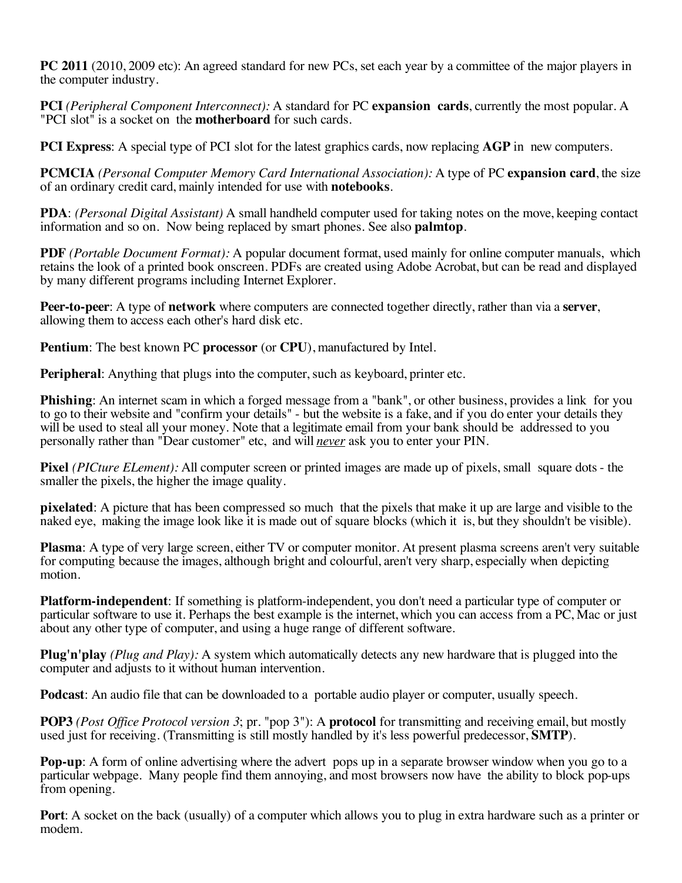**PC 2011** (2010, 2009 etc): An agreed standard for new PCs, set each year by a committee of the major players in the computer industry.

**PCI** *(Peripheral Component Interconnect):* A standard for PC **expansion cards**, currently the most popular. A "PCI slot" is a socket on the **motherboard** for such cards.

**PCI Express**: A special type of PCI slot for the latest graphics cards, now replacing **AGP** in new computers.

**PCMCIA** *(Personal Computer Memory Card International Association):* A type of PC **expansion card**, the size of an ordinary credit card, mainly intended for use with **notebooks**.

**PDA**: *(Personal Digital Assistant)* A small handheld computer used for taking notes on the move, keeping contact information and so on. Now being replaced by smart phones. See also **palmtop**.

**PDF** *(Portable Document Format):* A popular document format, used mainly for online computer manuals, which retains the look of a printed book onscreen. PDFs are created using Adobe Acrobat, but can be read and displayed by many different programs including Internet Explorer.

**Peer-to-peer**: A type of **network** where computers are connected together directly, rather than via a **server**, allowing them to access each other's hard disk etc.

**Pentium**: The best known PC **processor** (or **CPU**), manufactured by Intel.

**Peripheral**: Anything that plugs into the computer, such as keyboard, printer etc.

**Phishing**: An internet scam in which a forged message from a "bank", or other business, provides a link for you to go to their website and "confirm your details" - but the website is a fake, and if you do enter your details they will be used to steal all your money. Note that a legitimate email from your bank should be addressed to you personally rather than "Dear customer" etc, and will ***never*** ask you to enter your PIN.

**Pixel** *(PICture ELement):* All computer screen or printed images are made up of pixels, small square dots - the smaller the pixels, the higher the image quality.

**pixelated**: A picture that has been compressed so much that the pixels that make it up are large and visible to the naked eye, making the image look like it is made out of square blocks (which it is, but they shouldn't be visible).

**Plasma**: A type of very large screen, either TV or computer monitor. At present plasma screens aren't very suitable for computing because the images, although bright and colourful, aren't very sharp, especially when depicting motion.

**Platform-independent**: If something is platform-independent, you don't need a particular type of computer or particular software to use it. Perhaps the best example is the internet, which you can access from a PC, Mac or just about any other type of computer, and using a huge range of different software.

**Plug'n'play** *(Plug and Play):* A system which automatically detects any new hardware that is plugged into the computer and adjusts to it without human intervention.

**Podcast**: An audio file that can be downloaded to a portable audio player or computer, usually speech.

**POP3** *(Post Office Protocol version 3*; pr. "pop 3"): A **protocol** for transmitting and receiving email, but mostly used just for receiving. (Transmitting is still mostly handled by it's less powerful predecessor, **SMTP**).

**Pop-up**: A form of online advertising where the advert pops up in a separate browser window when you go to a particular webpage. Many people find them annoying, and most browsers now have the ability to block pop-ups from opening.

**Port**: A socket on the back (usually) of a computer which allows you to plug in extra hardware such as a printer or modem.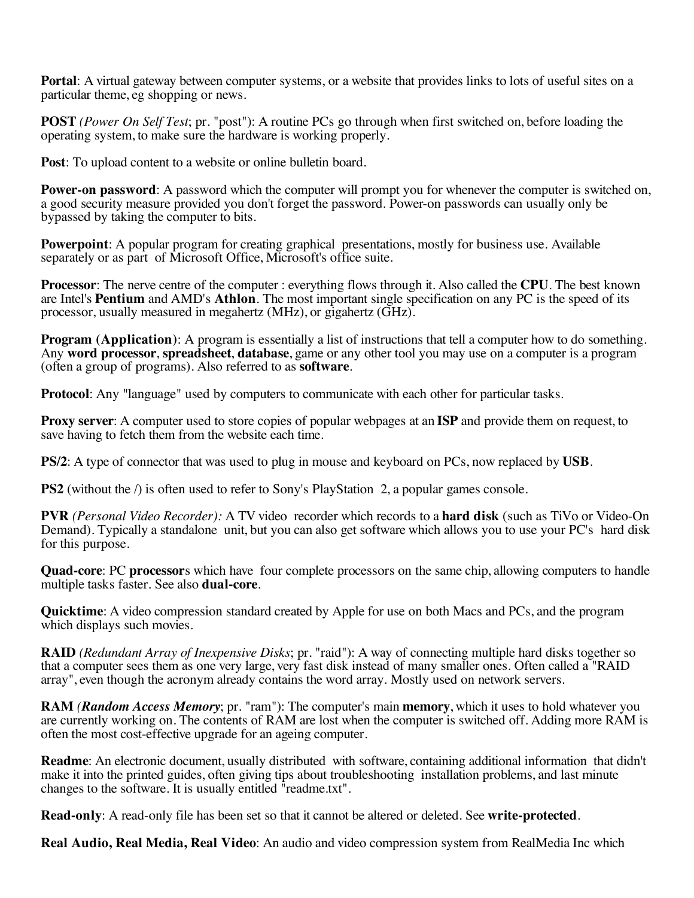**Portal**: A virtual gateway between computer systems, or a website that provides links to lots of useful sites on a particular theme, eg shopping or news.

**POST** *(Power On Self Test*; pr. "post"): A routine PCs go through when first switched on, before loading the operating system, to make sure the hardware is working properly.

**Post**: To upload content to a website or online bulletin board.

**Power-on password**: A password which the computer will prompt you for whenever the computer is switched on, a good security measure provided you don't forget the password. Power-on passwords can usually only be bypassed by taking the computer to bits.

**Powerpoint**: A popular program for creating graphical presentations, mostly for business use. Available separately or as part of Microsoft Office, Microsoft's office suite.

**Processor**: The nerve centre of the computer : everything flows through it. Also called the **CPU**. The best known are Intel's **Pentium** and AMD's **Athlon**. The most important single specification on any PC is the speed of its processor, usually measured in megahertz (MHz), or gigahertz (GHz).

**Program (Application)**: A program is essentially a list of instructions that tell a computer how to do something. Any **word processor**, **spreadsheet**, **database**, game or any other tool you may use on a computer is a program (often a group of programs). Also referred to as **software**.

**Protocol**: Any "language" used by computers to communicate with each other for particular tasks.

**Proxy server**: A computer used to store copies of popular webpages at an **ISP** and provide them on request, to save having to fetch them from the website each time.

**PS/2**: A type of connector that was used to plug in mouse and keyboard on PCs, now replaced by **USB**.

**PS2** (without the /) is often used to refer to Sony's PlayStation 2, a popular games console.

**PVR** *(Personal Video Recorder):* A TV video recorder which records to a **hard disk** (such as TiVo or Video-On Demand). Typically a standalone unit, but you can also get software which allows you to use your PC's hard disk for this purpose.

**Quad-core**: PC **processor**s which have four complete processors on the same chip, allowing computers to handle multiple tasks faster. See also **dual-core**.

**Quicktime**: A video compression standard created by Apple for use on both Macs and PCs, and the program which displays such movies.

**RAID** *(Redundant Array of Inexpensive Disks*; pr. "raid"): A way of connecting multiple hard disks together so that a computer sees them as one very large, very fast disk instead of many smaller ones. Often called a "RAID array", even though the acronym already contains the word array. Mostly used on network servers.

**RAM** *(Random Access Memory*; pr. "ram"): The computer's main **memory**, which it uses to hold whatever you are currently working on. The contents of RAM are lost when the computer is switched off. Adding more RAM is often the most cost-effective upgrade for an ageing computer.

**Readme**: An electronic document, usually distributed with software, containing additional information that didn't make it into the printed guides, often giving tips about troubleshooting installation problems, and last minute changes to the software. It is usually entitled "readme.txt".

**Read-only**: A read-only file has been set so that it cannot be altered or deleted. See **write-protected**.

**Real Audio, Real Media, Real Video**: An audio and video compression system from RealMedia Inc which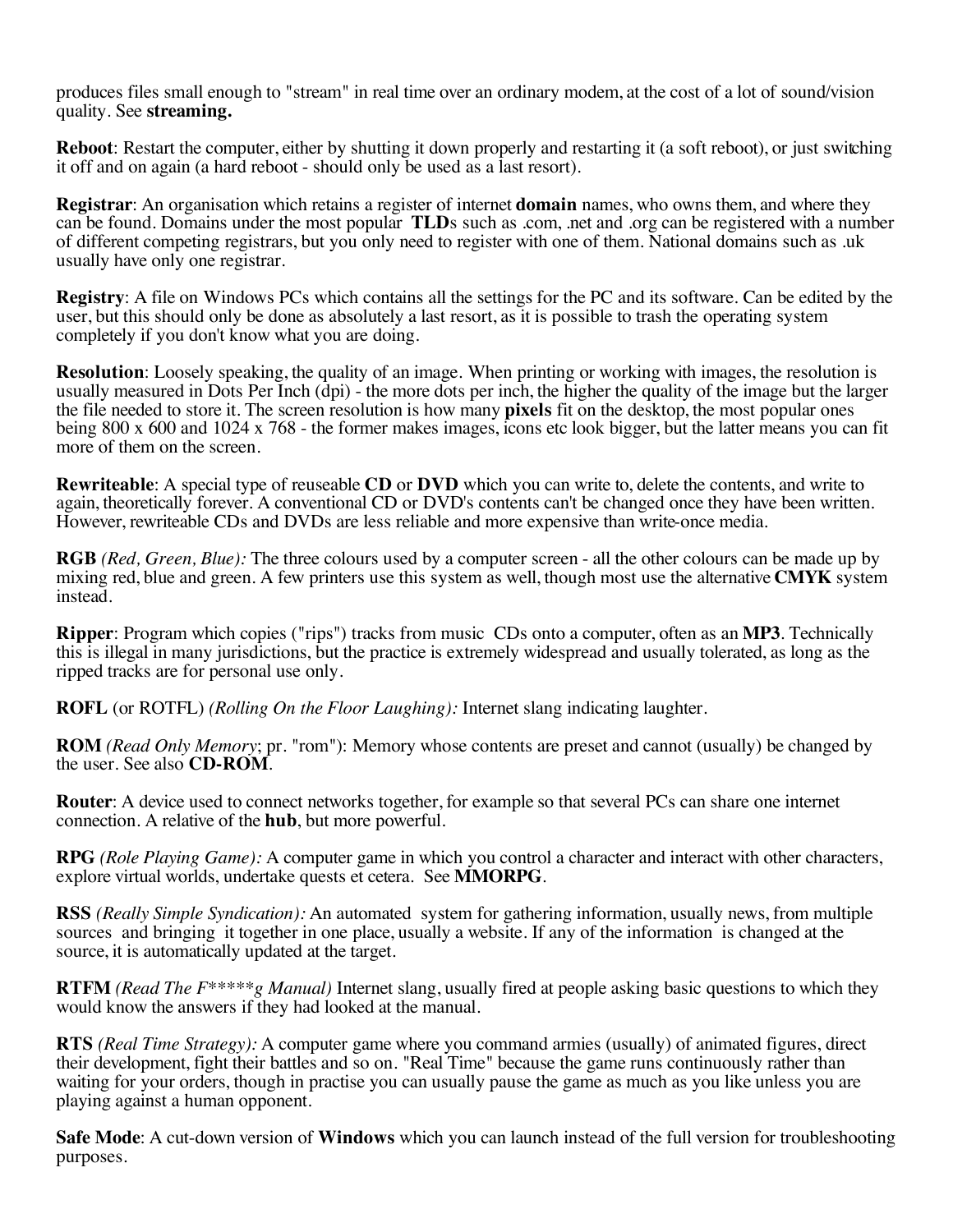produces files small enough to "stream" in real time over an ordinary modem, at the cost of a lot of sound/vision quality. See **streaming.**

**Reboot**: Restart the computer, either by shutting it down properly and restarting it (a soft reboot), or just switching it off and on again (a hard reboot - should only be used as a last resort).

**Registrar**: An organisation which retains a register of internet **domain** names, who owns them, and where they can be found. Domains under the most popular **TLD**s such as .com, .net and .org can be registered with a number of different competing registrars, but you only need to register with one of them. National domains such as .uk usually have only one registrar.

**Registry**: A file on Windows PCs which contains all the settings for the PC and its software. Can be edited by the user, but this should only be done as absolutely a last resort, as it is possible to trash the operating system completely if you don't know what you are doing.

**Resolution**: Loosely speaking, the quality of an image. When printing or working with images, the resolution is usually measured in Dots Per Inch (dpi) - the more dots per inch, the higher the quality of the image but the larger the file needed to store it. The screen resolution is how many **pixels** fit on the desktop, the most popular ones being 800 x 600 and 1024 x 768 - the former makes images, icons etc look bigger, but the latter means you can fit more of them on the screen.

**Rewriteable**: A special type of reuseable **CD** or **DVD** which you can write to, delete the contents, and write to again, theoretically forever. A conventional CD or DVD's contents can't be changed once they have been written. However, rewriteable CDs and DVDs are less reliable and more expensive than write-once media.

**RGB** *(Red, Green, Blue):* The three colours used by a computer screen - all the other colours can be made up by mixing red, blue and green. A few printers use this system as well, though most use the alternative **CMYK** system instead.

**Ripper**: Program which copies ("rips") tracks from music CDs onto a computer, often as an **MP3**. Technically this is illegal in many jurisdictions, but the practice is extremely widespread and usually tolerated, as long as the ripped tracks are for personal use only.

**ROFL** (or ROTFL) *(Rolling On the Floor Laughing):* Internet slang indicating laughter.

**ROM** *(Read Only Memory*; pr. "rom"): Memory whose contents are preset and cannot (usually) be changed by the user. See also **CD-ROM**.

**Router**: A device used to connect networks together, for example so that several PCs can share one internet connection. A relative of the **hub**, but more powerful.

**RPG** *(Role Playing Game):* A computer game in which you control a character and interact with other characters, explore virtual worlds, undertake quests et cetera. See **MMORPG**.

**RSS** *(Really Simple Syndication):* An automated system for gathering information, usually news, from multiple sources and bringing it together in one place, usually a website. If any of the information is changed at the source, it is automatically updated at the target.

**RTFM** *(Read The F*****g Manual)* Internet slang, usually fired at people asking basic questions to which they would know the answers if they had looked at the manual.

**RTS** *(Real Time Strategy):* A computer game where you command armies (usually) of animated figures, direct their development, fight their battles and so on. "Real Time" because the game runs continuously rather than waiting for your orders, though in practise you can usually pause the game as much as you like unless you are playing against a human opponent.

**Safe Mode**: A cut-down version of **Windows** which you can launch instead of the full version for troubleshooting purposes.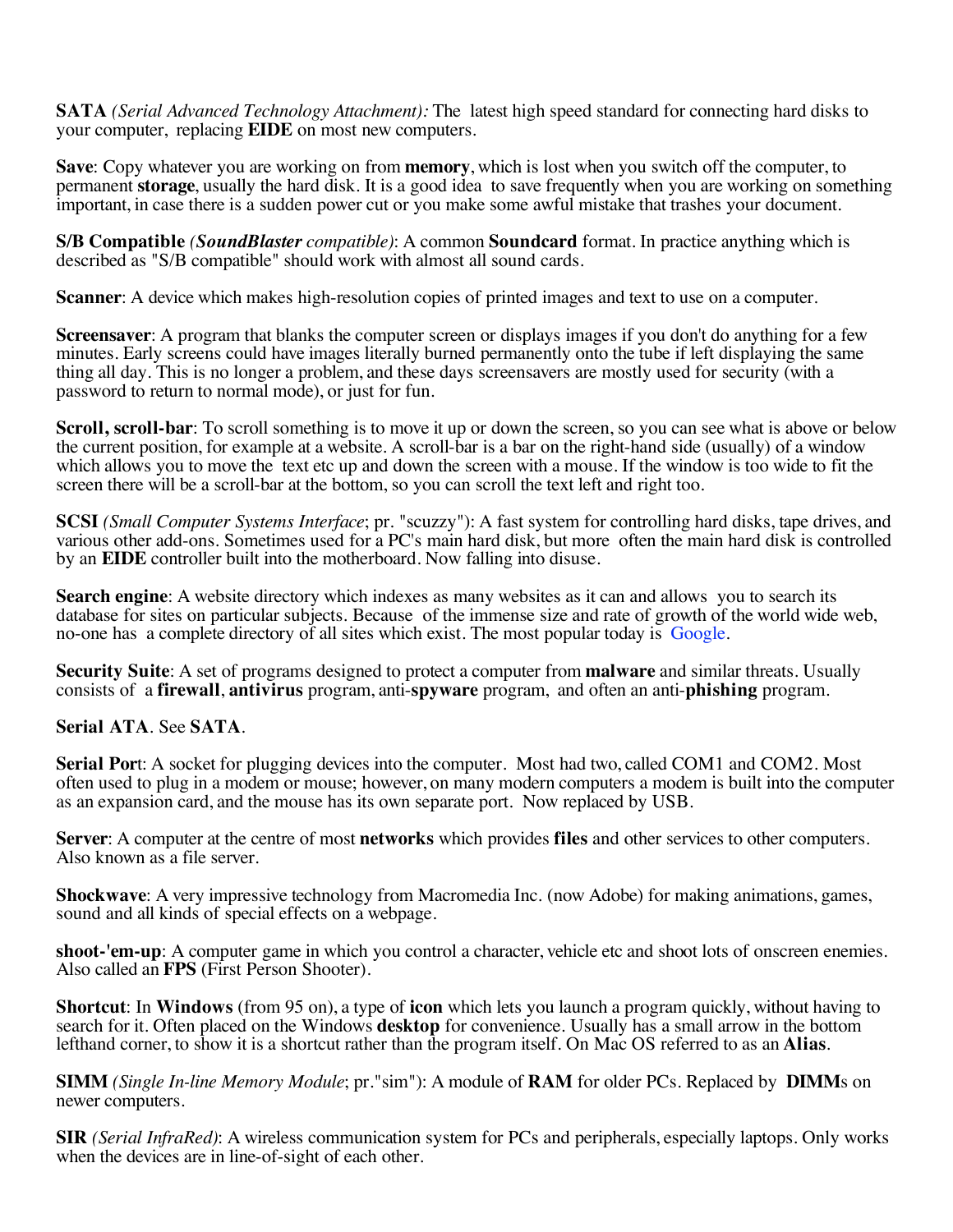**SATA** *(Serial Advanced Technology Attachment):* The latest high speed standard for connecting hard disks to your computer, replacing **EIDE** on most new computers.

**Save**: Copy whatever you are working on from **memory**, which is lost when you switch off the computer, to permanent **storage**, usually the hard disk. It is a good idea to save frequently when you are working on something important, in case there is a sudden power cut or you make some awful mistake that trashes your document.

**S/B Compatible** *(**SoundBlaster** compatible)*: A common **Soundcard** format. In practice anything which is described as "S/B compatible" should work with almost all sound cards.

**Scanner**: A device which makes high-resolution copies of printed images and text to use on a computer.

**Screensaver**: A program that blanks the computer screen or displays images if you don't do anything for a few minutes. Early screens could have images literally burned permanently onto the tube if left displaying the same thing all day. This is no longer a problem, and these days screensavers are mostly used for security (with a password to return to normal mode), or just for fun.

**Scroll, scroll-bar**: To scroll something is to move it up or down the screen, so you can see what is above or below the current position, for example at a website. A scroll-bar is a bar on the right-hand side (usually) of a window which allows you to move the text etc up and down the screen with a mouse. If the window is too wide to fit the screen there will be a scroll-bar at the bottom, so you can scroll the text left and right too.

**SCSI** *(Small Computer Systems Interface*; pr. "scuzzy"): A fast system for controlling hard disks, tape drives, and various other add-ons. Sometimes used for a PC's main hard disk, but more often the main hard disk is controlled by an **EIDE** controller built into the motherboard. Now falling into disuse.

**Search engine**: A website directory which indexes as many websites as it can and allows you to search its database for sites on particular subjects. Because of the immense size and rate of growth of the world wide web, no-one has a complete directory of all sites which exist. The most popular today is Google.

**Security Suite**: A set of programs designed to protect a computer from **malware** and similar threats. Usually consists of a **firewall**, **antivirus** program, anti-**spyware** program, and often an anti-**phishing** program.

**Serial ATA**. See **SATA**.

**Serial Port**: A socket for plugging devices into the computer. Most had two, called COM1 and COM2. Most often used to plug in a modem or mouse; however, on many modern computers a modem is built into the computer as an expansion card, and the mouse has its own separate port. Now replaced by USB.

**Server**: A computer at the centre of most **networks** which provides **files** and other services to other computers. Also known as a file server.

**Shockwave**: A very impressive technology from Macromedia Inc. (now Adobe) for making animations, games, sound and all kinds of special effects on a webpage.

**shoot-'em-up**: A computer game in which you control a character, vehicle etc and shoot lots of onscreen enemies. Also called an **FPS** (First Person Shooter).

**Shortcut**: In **Windows** (from 95 on), a type of **icon** which lets you launch a program quickly, without having to search for it. Often placed on the Windows **desktop** for convenience. Usually has a small arrow in the bottom lefthand corner, to show it is a shortcut rather than the program itself. On Mac OS referred to as an **Alias**.

**SIMM** *(Single In-line Memory Module*; pr."sim"): A module of **RAM** for older PCs. Replaced by **DIMM**s on newer computers.

**SIR** *(Serial InfraRed)*: A wireless communication system for PCs and peripherals, especially laptops. Only works when the devices are in line-of-sight of each other.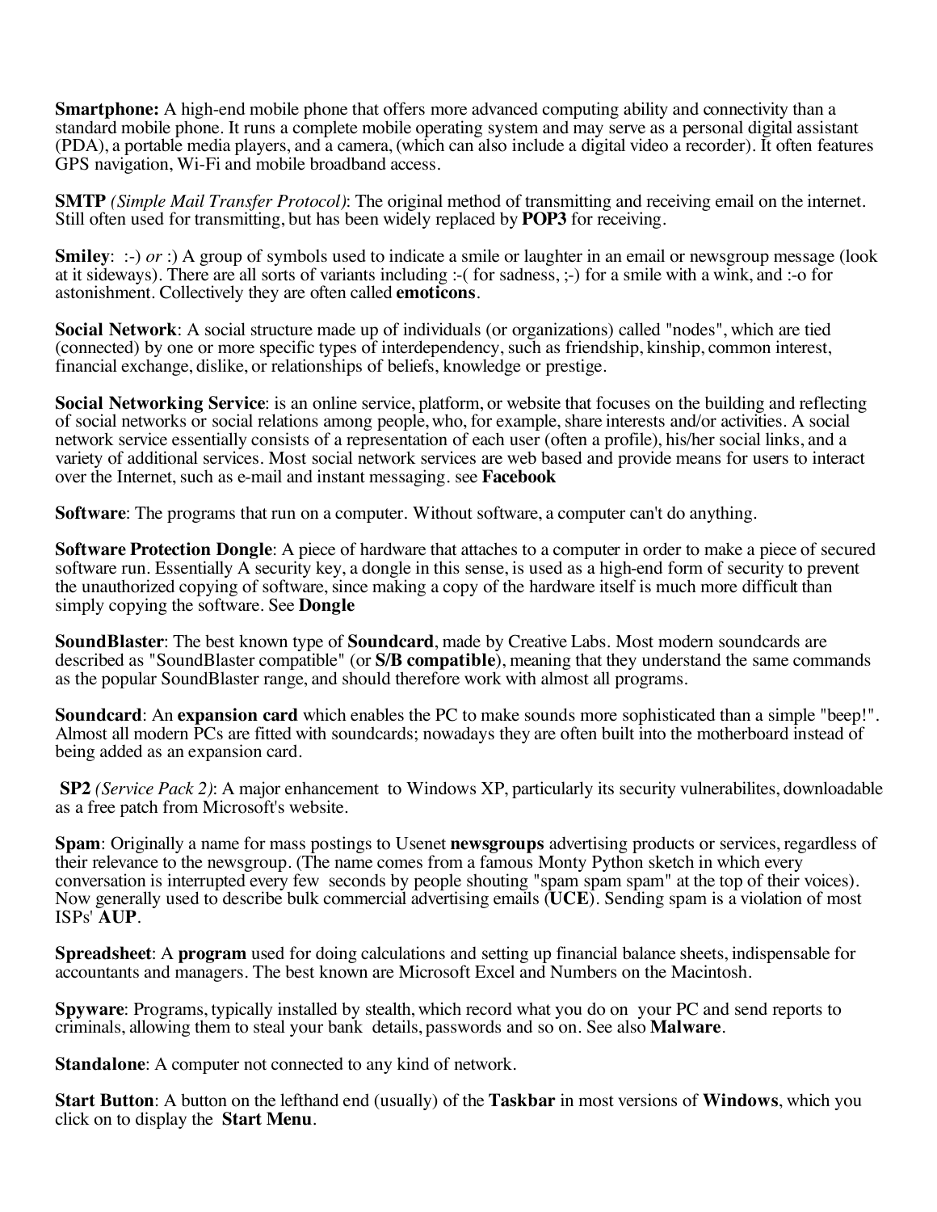**Smartphone:** A high-end mobile phone that offers more advanced computing ability and connectivity than a standard mobile phone. It runs a complete mobile operating system and may serve as a personal digital assistant (PDA), a portable media players, and a camera, (which can also include a digital video a recorder). It often features GPS navigation, Wi-Fi and mobile broadband access.

**SMTP** *(Simple Mail Transfer Protocol)*: The original method of transmitting and receiving email on the internet. Still often used for transmitting, but has been widely replaced by **POP3** for receiving.

**Smiley**: :-) *or* :) A group of symbols used to indicate a smile or laughter in an email or newsgroup message (look at it sideways). There are all sorts of variants including :-( for sadness, ;-) for a smile with a wink, and :-o for astonishment. Collectively they are often called **emoticons**.

**Social Network**: A social structure made up of individuals (or organizations) called "nodes", which are tied (connected) by one or more specific types of interdependency, such as friendship, kinship, common interest, financial exchange, dislike, or relationships of beliefs, knowledge or prestige.

**Social Networking Service**: is an online service, platform, or website that focuses on the building and reflecting of social networks or social relations among people, who, for example, share interests and/or activities. A social network service essentially consists of a representation of each user (often a profile), his/her social links, and a variety of additional services. Most social network services are web based and provide means for users to interact over the Internet, such as e-mail and instant messaging. see **Facebook**

**Software**: The programs that run on a computer. Without software, a computer can't do anything.

**Software Protection Dongle**: A piece of hardware that attaches to a computer in order to make a piece of secured software run. Essentially A security key, a dongle in this sense, is used as a high-end form of security to prevent the unauthorized copying of software, since making a copy of the hardware itself is much more difficult than simply copying the software. See **Dongle**

**SoundBlaster**: The best known type of **Soundcard**, made by Creative Labs. Most modern soundcards are described as "SoundBlaster compatible" (or **S/B compatible**), meaning that they understand the same commands as the popular SoundBlaster range, and should therefore work with almost all programs.

**Soundcard**: An **expansion card** which enables the PC to make sounds more sophisticated than a simple "beep!". Almost all modern PCs are fitted with soundcards; nowadays they are often built into the motherboard instead of being added as an expansion card.

**SP2** *(Service Pack 2)*: A major enhancement to Windows XP, particularly its security vulnerabilites, downloadable as a free patch from Microsoft's website.

**Spam**: Originally a name for mass postings to Usenet **newsgroups** advertising products or services, regardless of their relevance to the newsgroup. (The name comes from a famous Monty Python sketch in which every conversation is interrupted every few seconds by people shouting "spam spam spam" at the top of their voices). Now generally used to describe bulk commercial advertising emails (**UCE**). Sending spam is a violation of most ISPs' **AUP**.

**Spreadsheet**: A **program** used for doing calculations and setting up financial balance sheets, indispensable for accountants and managers. The best known are Microsoft Excel and Numbers on the Macintosh.

**Spyware**: Programs, typically installed by stealth, which record what you do on your PC and send reports to criminals, allowing them to steal your bank details, passwords and so on. See also **Malware**.

**Standalone**: A computer not connected to any kind of network.

**Start Button**: A button on the lefthand end (usually) of the **Taskbar** in most versions of **Windows**, which you click on to display the **Start Menu**.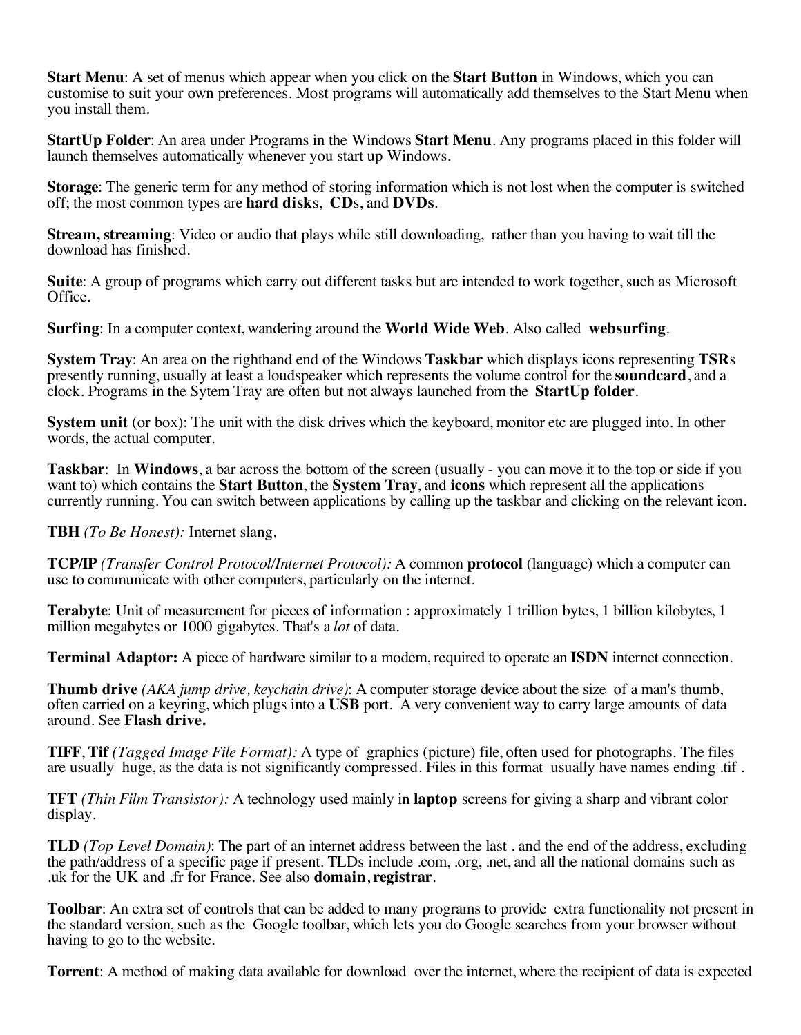**Start Menu**: A set of menus which appear when you click on the **Start Button** in Windows, which you can customise to suit your own preferences. Most programs will automatically add themselves to the Start Menu when you install them.

**StartUp Folder**: An area under Programs in the Windows **Start Menu**. Any programs placed in this folder will launch themselves automatically whenever you start up Windows.

**Storage**: The generic term for any method of storing information which is not lost when the computer is switched off; the most common types are **hard disk**s, **CD**s, and **DVDs**.

**Stream, streaming**: Video or audio that plays while still downloading, rather than you having to wait till the download has finished.

**Suite**: A group of programs which carry out different tasks but are intended to work together, such as Microsoft Office.

**Surfing**: In a computer context, wandering around the **World Wide Web**. Also called **websurfing**.

**System Tray**: An area on the righthand end of the Windows **Taskbar** which displays icons representing **TSR**s presently running, usually at least a loudspeaker which represents the volume control for the **soundcard**, and a clock. Programs in the Sytem Tray are often but not always launched from the **StartUp folder**.

**System unit** (or box): The unit with the disk drives which the keyboard, monitor etc are plugged into. In other words, the actual computer.

**Taskbar**: In **Windows**, a bar across the bottom of the screen (usually - you can move it to the top or side if you want to) which contains the **Start Button**, the **System Tray**, and **icons** which represent all the applications currently running. You can switch between applications by calling up the taskbar and clicking on the relevant icon.

**TBH** *(To Be Honest):* Internet slang.

**TCP/IP** *(Transfer Control Protocol/Internet Protocol):* A common **protocol** (language) which a computer can use to communicate with other computers, particularly on the internet.

**Terabyte**: Unit of measurement for pieces of information : approximately 1 trillion bytes, 1 billion kilobytes, 1 million megabytes or 1000 gigabytes. That's a *lot* of data.

**Terminal Adaptor:** A piece of hardware similar to a modem, required to operate an **ISDN** internet connection.

**Thumb drive** *(AKA jump drive, keychain drive)*: A computer storage device about the size of a man's thumb, often carried on a keyring, which plugs into a **USB** port. A very convenient way to carry large amounts of data around. See **Flash drive.**

**TIFF**, **Tif** *(Tagged Image File Format):* A type of graphics (picture) file, often used for photographs. The files are usually huge, as the data is not significantly compressed. Files in this format usually have names ending .tif .

**TFT** *(Thin Film Transistor):* A technology used mainly in **laptop** screens for giving a sharp and vibrant color display.

**TLD** *(Top Level Domain)*: The part of an internet address between the last . and the end of the address, excluding the path/address of a specific page if present. TLDs include .com, .org, .net, and all the national domains such as .uk for the UK and .fr for France. See also **domain**, **registrar**.

**Toolbar**: An extra set of controls that can be added to many programs to provide extra functionality not present in the standard version, such as the Google toolbar, which lets you do Google searches from your browser without having to go to the website.

**Torrent**: A method of making data available for download over the internet, where the recipient of data is expected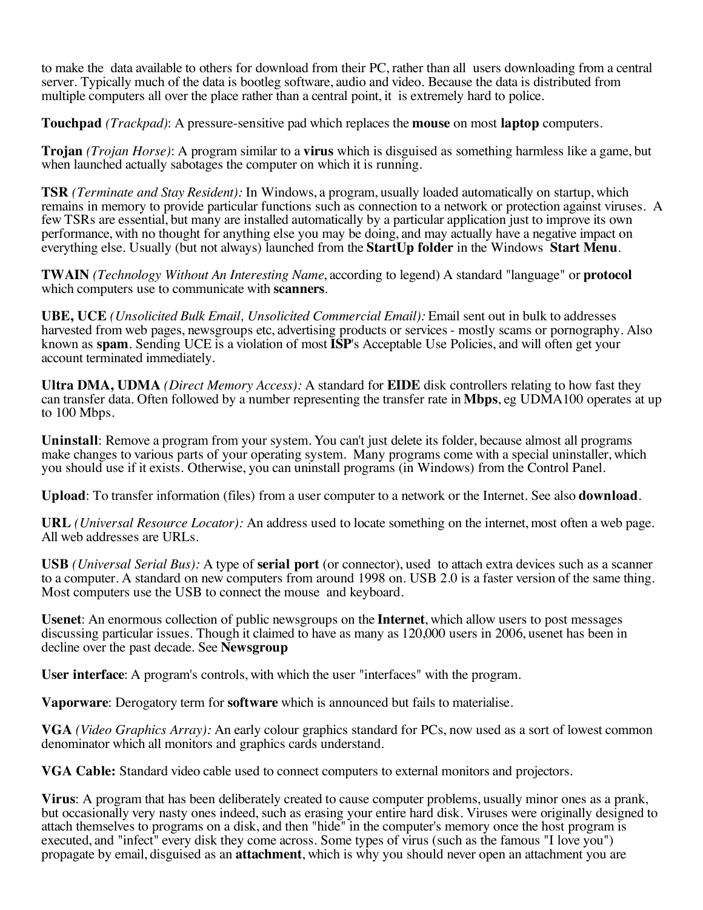to make the data available to others for download from their PC, rather than all users downloading from a central server. Typically much of the data is bootleg software, audio and video. Because the data is distributed from multiple computers all over the place rather than a central point, it is extremely hard to police.

**Touchpad** *(Trackpad)*: A pressure-sensitive pad which replaces the **mouse** on most **laptop** computers.

**Trojan** *(Trojan Horse)*: A program similar to a **virus** which is disguised as something harmless like a game, but when launched actually sabotages the computer on which it is running.

**TSR** *(Terminate and Stay Resident):* In Windows, a program, usually loaded automatically on startup, which remains in memory to provide particular functions such as connection to a network or protection against viruses. A few TSRs are essential, but many are installed automatically by a particular application just to improve its own performance, with no thought for anything else you may be doing, and may actually have a negative impact on everything else. Usually (but not always) launched from the **StartUp folder** in the Windows **Start Menu**.

**TWAIN** *(Technology Without An Interesting Name*, according to legend) A standard "language" or **protocol** which computers use to communicate with **scanners**.

**UBE, UCE** *(Unsolicited Bulk Email, Unsolicited Commercial Email):* Email sent out in bulk to addresses harvested from web pages, newsgroups etc, advertising products or services - mostly scams or pornography. Also known as **spam**. Sending UCE is a violation of most **ISP**'s Acceptable Use Policies, and will often get your account terminated immediately.

**Ultra DMA, UDMA** *(Direct Memory Access):* A standard for **EIDE** disk controllers relating to how fast they can transfer data. Often followed by a number representing the transfer rate in **Mbps**, eg UDMA100 operates at up to 100 Mbps.

**Uninstall**: Remove a program from your system. You can't just delete its folder, because almost all programs make changes to various parts of your operating system. Many programs come with a special uninstaller, which you should use if it exists. Otherwise, you can uninstall programs (in Windows) from the Control Panel.

**Upload**: To transfer information (files) from a user computer to a network or the Internet. See also **download**.

**URL** *(Universal Resource Locator):* An address used to locate something on the internet, most often a web page. All web addresses are URLs.

**USB** *(Universal Serial Bus):* A type of **serial port** (or connector), used to attach extra devices such as a scanner to a computer. A standard on new computers from around 1998 on. USB 2.0 is a faster version of the same thing. Most computers use the USB to connect the mouse and keyboard.

**Usenet**: An enormous collection of public newsgroups on the **Internet**, which allow users to post messages discussing particular issues. Though it claimed to have as many as 120,000 users in 2006, usenet has been in decline over the past decade. See **Newsgroup**

**User interface**: A program's controls, with which the user "interfaces" with the program.

**Vaporware**: Derogatory term for **software** which is announced but fails to materialise.

**VGA** *(Video Graphics Array):* An early colour graphics standard for PCs, now used as a sort of lowest common denominator which all monitors and graphics cards understand.

**VGA Cable:** Standard video cable used to connect computers to external monitors and projectors.

**Virus**: A program that has been deliberately created to cause computer problems, usually minor ones as a prank, but occasionally very nasty ones indeed, such as erasing your entire hard disk. Viruses were originally designed to attach themselves to programs on a disk, and then "hide" in the computer's memory once the host program is executed, and "infect" every disk they come across. Some types of virus (such as the famous "I love you") propagate by email, disguised as an **attachment**, which is why you should never open an attachment you are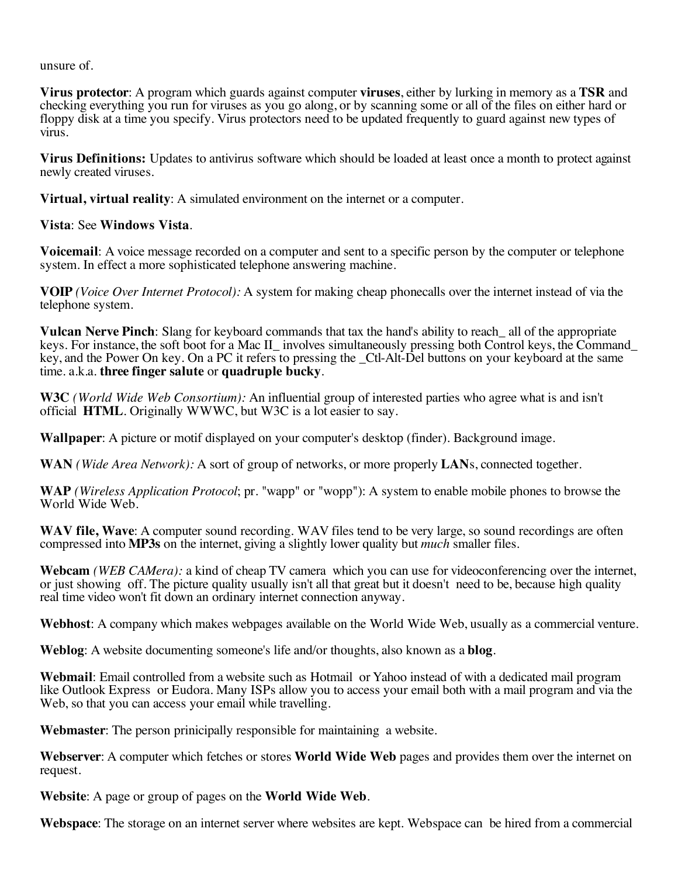unsure of.

**Virus protector**: A program which guards against computer **viruses**, either by lurking in memory as a **TSR** and checking everything you run for viruses as you go along, or by scanning some or all of the files on either hard or floppy disk at a time you specify. Virus protectors need to be updated frequently to guard against new types of virus.

**Virus Definitions:** Updates to antivirus software which should be loaded at least once a month to protect against newly created viruses.

**Virtual, virtual reality**: A simulated environment on the internet or a computer.

**Vista**: See **Windows Vista**.

**Voicemail**: A voice message recorded on a computer and sent to a specific person by the computer or telephone system. In effect a more sophisticated telephone answering machine.

**VOIP** *(Voice Over Internet Protocol):* A system for making cheap phonecalls over the internet instead of via the telephone system.

**Vulcan Nerve Pinch**: Slang for keyboard commands that tax the hand's ability to reach_ all of the appropriate keys. For instance, the soft boot for a Mac II_ involves simultaneously pressing both Control keys, the Command_ key, and the Power On key. On a PC it refers to pressing the _Ctl-Alt-Del buttons on your keyboard at the same time. a.k.a. **three finger salute** or **quadruple bucky**.

**W3C** *(World Wide Web Consortium):* An influential group of interested parties who agree what is and isn't official **HTML**. Originally WWWC, but W3C is a lot easier to say.

**Wallpaper**: A picture or motif displayed on your computer's desktop (finder). Background image.

**WAN** *(Wide Area Network):* A sort of group of networks, or more properly **LAN**s, connected together.

**WAP** *(Wireless Application Protocol*; pr. "wapp" or "wopp"): A system to enable mobile phones to browse the World Wide Web.

**WAV file, Wave**: A computer sound recording. WAV files tend to be very large, so sound recordings are often compressed into **MP3s** on the internet, giving a slightly lower quality but *much* smaller files.

**Webcam** *(WEB CAMera):* a kind of cheap TV camera which you can use for videoconferencing over the internet, or just showing off. The picture quality usually isn't all that great but it doesn't need to be, because high quality real time video won't fit down an ordinary internet connection anyway.

**Webhost**: A company which makes webpages available on the World Wide Web, usually as a commercial venture.

**Weblog**: A website documenting someone's life and/or thoughts, also known as a **blog**.

**Webmail**: Email controlled from a website such as Hotmail or Yahoo instead of with a dedicated mail program like Outlook Express or Eudora. Many ISPs allow you to access your email both with a mail program and via the Web, so that you can access your email while travelling.

**Webmaster**: The person prinicipally responsible for maintaining a website.

**Webserver**: A computer which fetches or stores **World Wide Web** pages and provides them over the internet on request.

**Website**: A page or group of pages on the **World Wide Web**.

**Webspace**: The storage on an internet server where websites are kept. Webspace can be hired from a commercial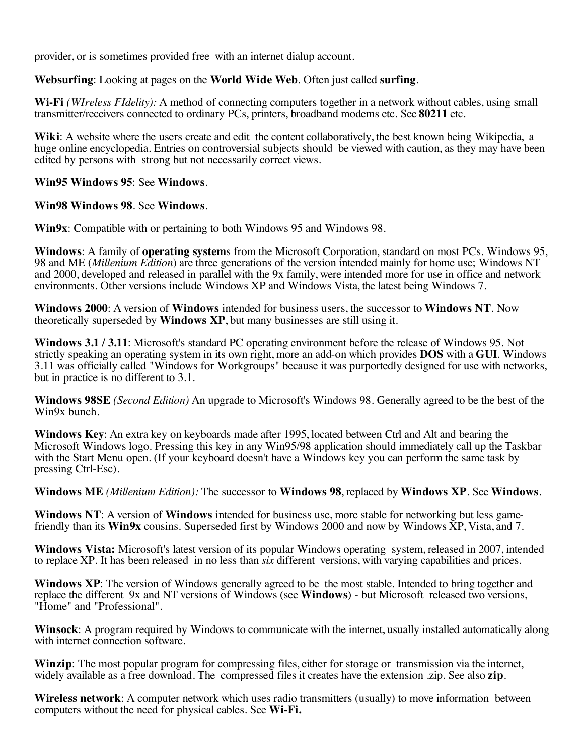provider, or is sometimes provided free with an internet dialup account.

**Websurfing**: Looking at pages on the **World Wide Web**. Often just called **surfing**.

**Wi-Fi** *(WIreless FIdelity):* A method of connecting computers together in a network without cables, using small transmitter/receivers connected to ordinary PCs, printers, broadband modems etc. See **80211** etc.

**Wiki**: A website where the users create and edit the content collaboratively, the best known being Wikipedia, a huge online encyclopedia. Entries on controversial subjects should be viewed with caution, as they may have been edited by persons with strong but not necessarily correct views.

**Win95 Windows 95**: See **Windows**.

**Win98 Windows 98**. See **Windows**.

**Win9x**: Compatible with or pertaining to both Windows 95 and Windows 98.

**Windows**: A family of **operating system**s from the Microsoft Corporation, standard on most PCs. Windows 95, 98 and ME (*Millenium Edition*) are three generations of the version intended mainly for home use; Windows NT and 2000, developed and released in parallel with the 9x family, were intended more for use in office and network environments. Other versions include Windows XP and Windows Vista, the latest being Windows 7.

**Windows 2000**: A version of **Windows** intended for business users, the successor to **Windows NT**. Now theoretically superseded by **Windows XP**, but many businesses are still using it.

**Windows 3.1 / 3.11**: Microsoft's standard PC operating environment before the release of Windows 95. Not strictly speaking an operating system in its own right, more an add-on which provides **DOS** with a **GUI**. Windows 3.11 was officially called "Windows for Workgroups" because it was purportedly designed for use with networks, but in practice is no different to 3.1.

**Windows 98SE** *(Second Edition)* An upgrade to Microsoft's Windows 98. Generally agreed to be the best of the Win9x bunch.

**Windows Key**: An extra key on keyboards made after 1995, located between Ctrl and Alt and bearing the Microsoft Windows logo. Pressing this key in any Win95/98 application should immediately call up the Taskbar with the Start Menu open. (If your keyboard doesn't have a Windows key you can perform the same task by pressing Ctrl-Esc).

**Windows ME** *(Millenium Edition):* The successor to **Windows 98**, replaced by **Windows XP**. See **Windows**.

**Windows NT**: A version of **Windows** intended for business use, more stable for networking but less game-friendly than its **Win9x** cousins. Superseded first by Windows 2000 and now by Windows XP, Vista, and 7.

**Windows Vista:** Microsoft's latest version of its popular Windows operating system, released in 2007, intended to replace XP. It has been released in no less than *six* different versions, with varying capabilities and prices.

**Windows XP**: The version of Windows generally agreed to be the most stable. Intended to bring together and replace the different 9x and NT versions of Windows (see **Windows**) - but Microsoft released two versions, "Home" and "Professional".

**Winsock**: A program required by Windows to communicate with the internet, usually installed automatically along with internet connection software.

**Winzip**: The most popular program for compressing files, either for storage or transmission via the internet, widely available as a free download. The compressed files it creates have the extension .zip. See also **zip**.

**Wireless network**: A computer network which uses radio transmitters (usually) to move information between computers without the need for physical cables. See **Wi-Fi.**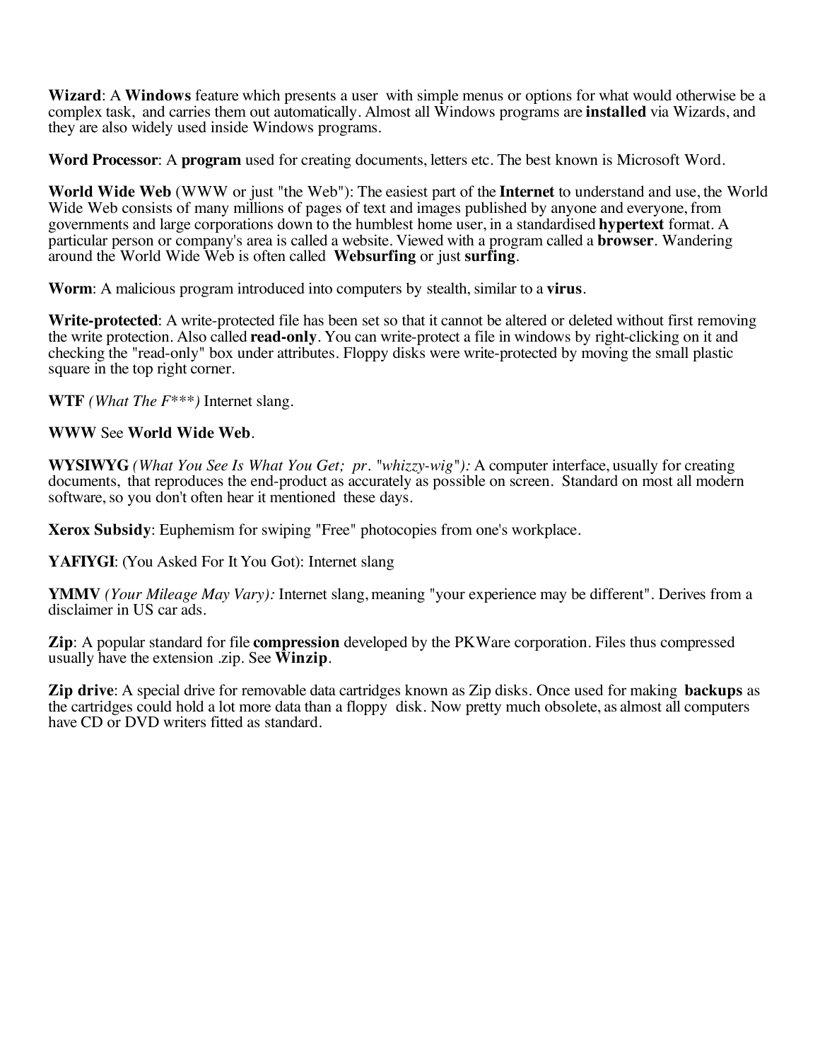**Wizard**: A **Windows** feature which presents a user with simple menus or options for what would otherwise be a complex task, and carries them out automatically. Almost all Windows programs are **installed** via Wizards, and they are also widely used inside Windows programs.

**Word Processor**: A **program** used for creating documents, letters etc. The best known is Microsoft Word.

**World Wide Web** (WWW or just "the Web"): The easiest part of the **Internet** to understand and use, the World Wide Web consists of many millions of pages of text and images published by anyone and everyone, from governments and large corporations down to the humblest home user, in a standardised **hypertext** format. A particular person or company's area is called a website. Viewed with a program called a **browser**. Wandering around the World Wide Web is often called **Websurfing** or just **surfing**.

**Worm**: A malicious program introduced into computers by stealth, similar to a **virus**.

**Write-protected**: A write-protected file has been set so that it cannot be altered or deleted without first removing the write protection. Also called **read-only**. You can write-protect a file in windows by right-clicking on it and checking the "read-only" box under attributes. Floppy disks were write-protected by moving the small plastic square in the top right corner.

**WTF** *(What The F***)* Internet slang.

**WWW** See **World Wide Web**.

**WYSIWYG** *(What You See Is What You Get; pr. "whizzy-wig"):* A computer interface, usually for creating documents, that reproduces the end-product as accurately as possible on screen. Standard on most all modern software, so you don't often hear it mentioned these days.

**Xerox Subsidy**: Euphemism for swiping "Free" photocopies from one's workplace.

**YAFIYGI**: (You Asked For It You Got): Internet slang

**YMMV** *(Your Mileage May Vary):* Internet slang, meaning "your experience may be different". Derives from a disclaimer in US car ads.

**Zip**: A popular standard for file **compression** developed by the PKWare corporation. Files thus compressed usually have the extension .zip. See **Winzip**.

**Zip drive**: A special drive for removable data cartridges known as Zip disks. Once used for making **backups** as the cartridges could hold a lot more data than a floppy disk. Now pretty much obsolete, as almost all computers have CD or DVD writers fitted as standard.